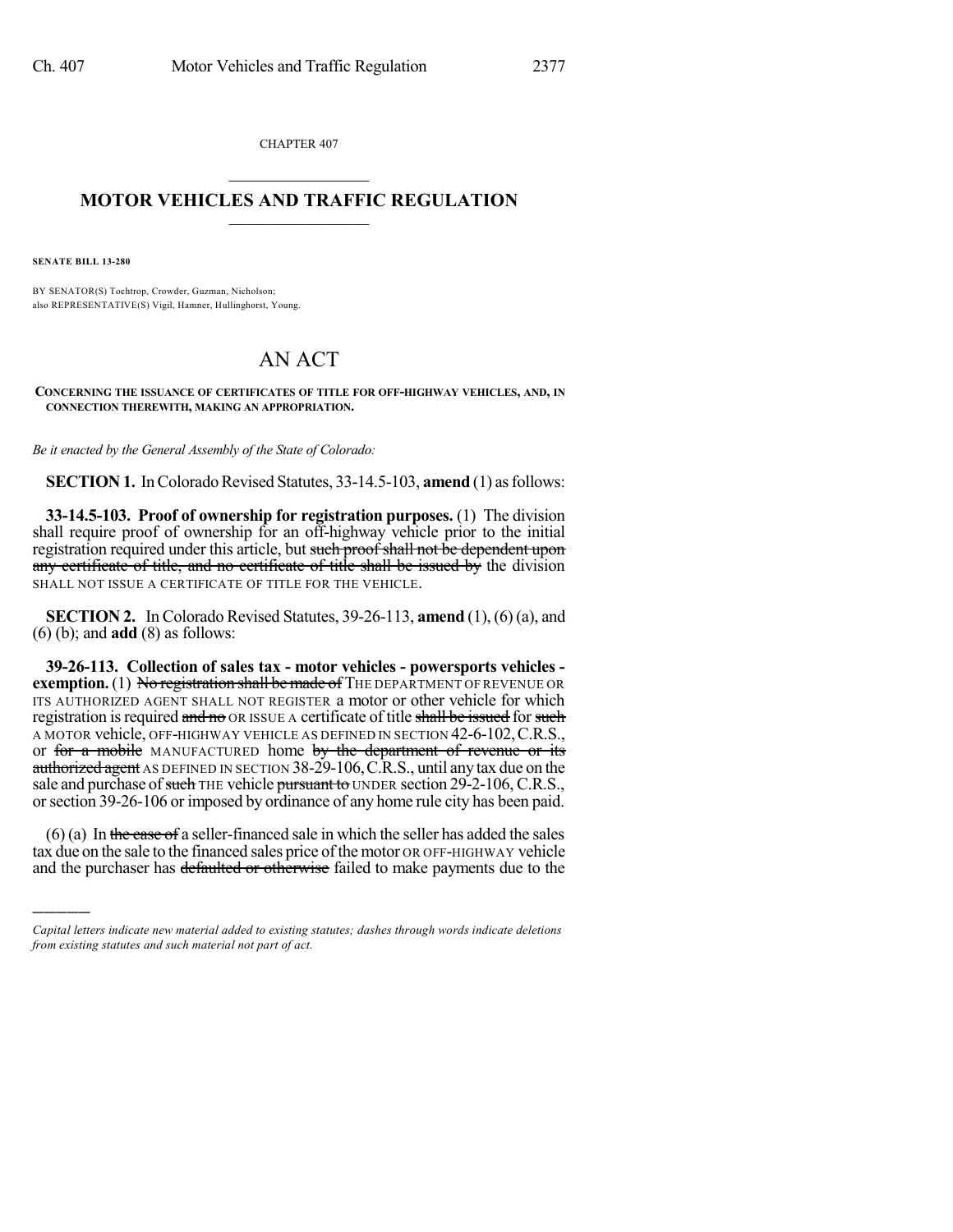CHAPTER 407

# MOTOR VEHICLES AND TRAFFIC REGULATION

**SENATE BILL 13-280**

BY SENATOR(S) Tochtrop, Crowder, Guzman, Nicholson;
also REPRESENTATIVE(S) Vigil, Hamner, Hullinghorst, Young.

# AN ACT

**CONCERNING THE ISSUANCE OF CERTIFICATES OF TITLE FOR OFF-HIGHWAY VEHICLES, AND, IN CONNECTION THEREWITH, MAKING AN APPROPRIATION.**

*Be it enacted by the General Assembly of the State of Colorado:*

**SECTION 1.** In Colorado Revised Statutes, 33-14.5-103, **amend** (1) as follows:

**33-14.5-103. Proof of ownership for registration purposes.** (1) The division shall require proof of ownership for an off-highway vehicle prior to the initial registration required under this article, but ~~such proof shall not be dependent upon any certificate of title, and no certificate of title shall be issued by~~ the division SHALL NOT ISSUE A CERTIFICATE OF TITLE FOR THE VEHICLE.

**SECTION 2.** In Colorado Revised Statutes, 39-26-113, **amend** (1), (6) (a), and (6) (b); and **add** (8) as follows:

**39-26-113. Collection of sales tax - motor vehicles - powersports vehicles - exemption.** (1) ~~No registration shall be made of~~ THE DEPARTMENT OF REVENUE OR ITS AUTHORIZED AGENT SHALL NOT REGISTER a motor or other vehicle for which registration is required ~~and no~~ OR ISSUE A certificate of title ~~shall be issued~~ for ~~such~~ A MOTOR vehicle, OFF-HIGHWAY VEHICLE AS DEFINED IN SECTION 42-6-102, C.R.S., or ~~for a mobile~~ MANUFACTURED home ~~by the department of revenue or its authorized agent~~ AS DEFINED IN SECTION 38-29-106, C.R.S., until any tax due on the sale and purchase of ~~such~~ THE vehicle ~~pursuant to~~ UNDER section 29-2-106, C.R.S., or section 39-26-106 or imposed by ordinance of any home rule city has been paid.

(6) (a) In ~~the case of~~ a seller-financed sale in which the seller has added the sales tax due on the sale to the financed sales price of the motor OR OFF-HIGHWAY vehicle and the purchaser has ~~defaulted or otherwise~~ failed to make payments due to the

---

*Capital letters indicate new material added to existing statutes; dashes through words indicate deletions from existing statutes and such material not part of act.*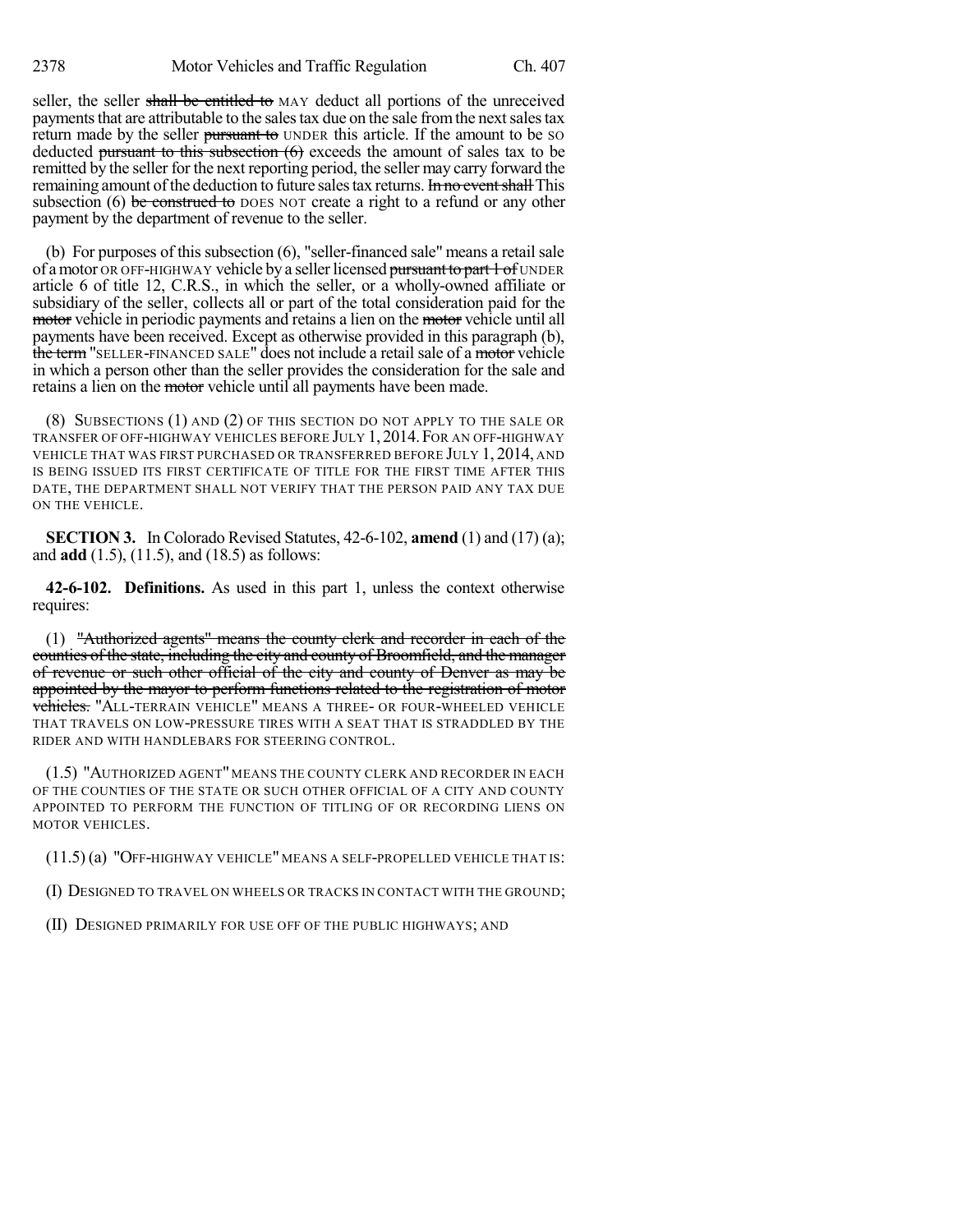seller, the seller ~~shall be entitled to~~ MAY deduct all portions of the unreceived payments that are attributable to the sales tax due on the sale from the next sales tax return made by the seller ~~pursuant to~~ UNDER this article. If the amount to be SO deducted ~~pursuant to this subsection (6)~~ exceeds the amount of sales tax to be remitted by the seller for the next reporting period, the seller may carry forward the remaining amount of the deduction to future sales tax returns. ~~In no event shall~~ This subsection (6) ~~be construed to~~ DOES NOT create a right to a refund or any other payment by the department of revenue to the seller.

(b) For purposes of this subsection (6), "seller-financed sale" means a retail sale of a motor OR OFF-HIGHWAY vehicle by a seller licensed ~~pursuant to part 1 of~~ UNDER article 6 of title 12, C.R.S., in which the seller, or a wholly-owned affiliate or subsidiary of the seller, collects all or part of the total consideration paid for the ~~motor~~ vehicle in periodic payments and retains a lien on the ~~motor~~ vehicle until all payments have been received. Except as otherwise provided in this paragraph (b), ~~the term~~ "SELLER-FINANCED SALE" does not include a retail sale of a ~~motor~~ vehicle in which a person other than the seller provides the consideration for the sale and retains a lien on the ~~motor~~ vehicle until all payments have been made.

(8) SUBSECTIONS (1) AND (2) OF THIS SECTION DO NOT APPLY TO THE SALE OR TRANSFER OF OFF-HIGHWAY VEHICLES BEFORE JULY 1, 2014. FOR AN OFF-HIGHWAY VEHICLE THAT WAS FIRST PURCHASED OR TRANSFERRED BEFORE JULY 1, 2014, AND IS BEING ISSUED ITS FIRST CERTIFICATE OF TITLE FOR THE FIRST TIME AFTER THIS DATE, THE DEPARTMENT SHALL NOT VERIFY THAT THE PERSON PAID ANY TAX DUE ON THE VEHICLE.

**SECTION 3.** In Colorado Revised Statutes, 42-6-102, **amend** (1) and (17) (a); and **add** (1.5), (11.5), and (18.5) as follows:

**42-6-102. Definitions.** As used in this part 1, unless the context otherwise requires:

(1) ~~"Authorized agents" means the county clerk and recorder in each of the counties of the state, including the city and county of Broomfield, and the manager of revenue or such other official of the city and county of Denver as may be appointed by the mayor to perform functions related to the registration of motor vehicles.~~ "ALL-TERRAIN VEHICLE" MEANS A THREE- OR FOUR-WHEELED VEHICLE THAT TRAVELS ON LOW-PRESSURE TIRES WITH A SEAT THAT IS STRADDLED BY THE RIDER AND WITH HANDLEBARS FOR STEERING CONTROL.

(1.5) "AUTHORIZED AGENT" MEANS THE COUNTY CLERK AND RECORDER IN EACH OF THE COUNTIES OF THE STATE OR SUCH OTHER OFFICIAL OF A CITY AND COUNTY APPOINTED TO PERFORM THE FUNCTION OF TITLING OF OR RECORDING LIENS ON MOTOR VEHICLES.

(11.5) (a) "OFF-HIGHWAY VEHICLE" MEANS A SELF-PROPELLED VEHICLE THAT IS:

(I) DESIGNED TO TRAVEL ON WHEELS OR TRACKS IN CONTACT WITH THE GROUND;

(II) DESIGNED PRIMARILY FOR USE OFF OF THE PUBLIC HIGHWAYS; AND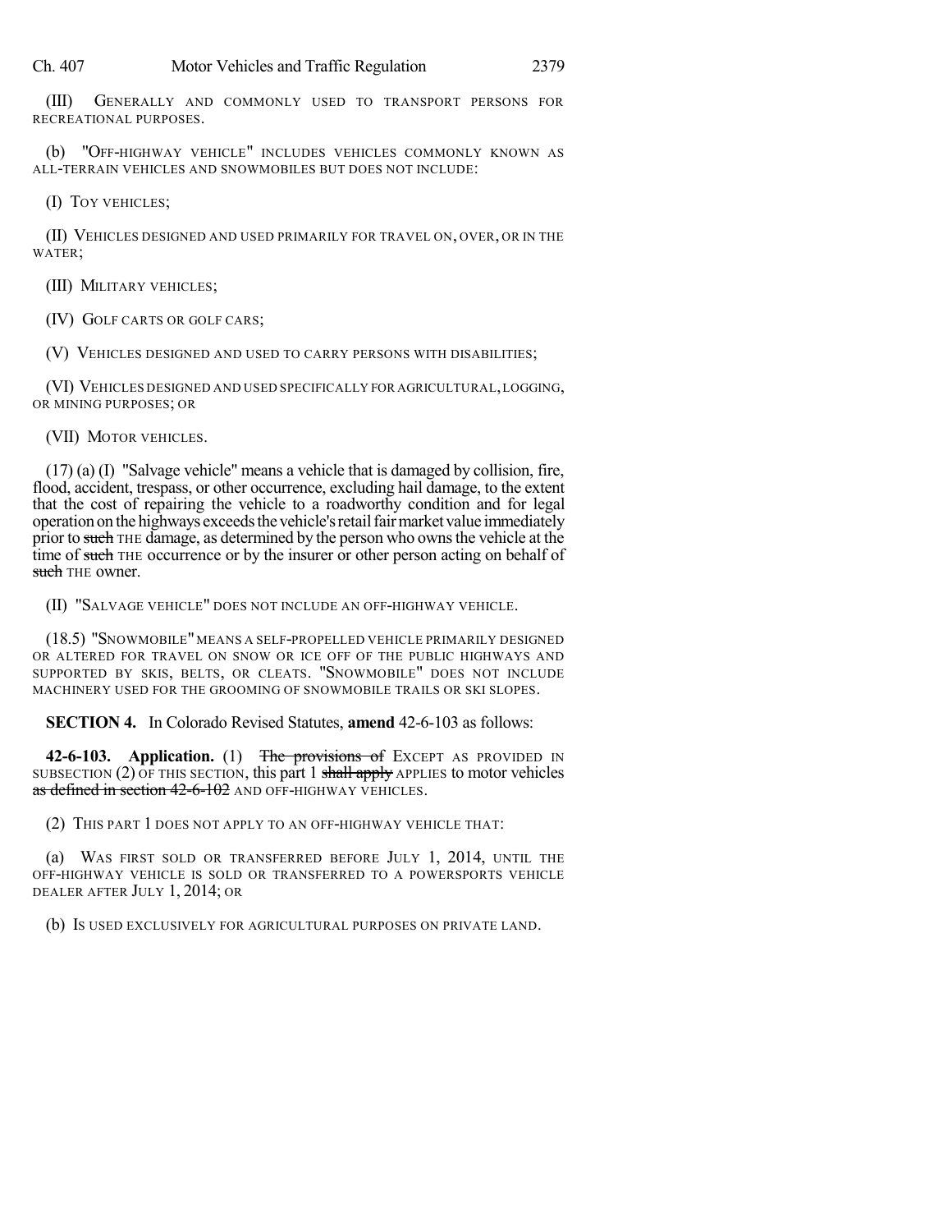(III) GENERALLY AND COMMONLY USED TO TRANSPORT PERSONS FOR RECREATIONAL PURPOSES.

(b) "OFF-HIGHWAY VEHICLE" INCLUDES VEHICLES COMMONLY KNOWN AS ALL-TERRAIN VEHICLES AND SNOWMOBILES BUT DOES NOT INCLUDE:

(I) TOY VEHICLES;

(II) VEHICLES DESIGNED AND USED PRIMARILY FOR TRAVEL ON, OVER, OR IN THE WATER;

(III) MILITARY VEHICLES;

(IV) GOLF CARTS OR GOLF CARS;

(V) VEHICLES DESIGNED AND USED TO CARRY PERSONS WITH DISABILITIES;

(VI) VEHICLES DESIGNED AND USED SPECIFICALLY FOR AGRICULTURAL, LOGGING, OR MINING PURPOSES; OR

(VII) MOTOR VEHICLES.

(17) (a) (I) "Salvage vehicle" means a vehicle that is damaged by collision, fire, flood, accident, trespass, or other occurrence, excluding hail damage, to the extent that the cost of repairing the vehicle to a roadworthy condition and for legal operation on the highways exceeds the vehicle's retail fair market value immediately prior to ~~such~~ THE damage, as determined by the person who owns the vehicle at the time of ~~such~~ THE occurrence or by the insurer or other person acting on behalf of ~~such~~ THE owner.

(II) "SALVAGE VEHICLE" DOES NOT INCLUDE AN OFF-HIGHWAY VEHICLE.

(18.5) "SNOWMOBILE" MEANS A SELF-PROPELLED VEHICLE PRIMARILY DESIGNED OR ALTERED FOR TRAVEL ON SNOW OR ICE OFF OF THE PUBLIC HIGHWAYS AND SUPPORTED BY SKIS, BELTS, OR CLEATS. "SNOWMOBILE" DOES NOT INCLUDE MACHINERY USED FOR THE GROOMING OF SNOWMOBILE TRAILS OR SKI SLOPES.

**SECTION 4.** In Colorado Revised Statutes, **amend** 42-6-103 as follows:

**42-6-103. Application.** (1) ~~The provisions of~~ EXCEPT AS PROVIDED IN SUBSECTION (2) OF THIS SECTION, this part 1 ~~shall apply~~ APPLIES to motor vehicles ~~as defined in section 42-6-102~~ AND OFF-HIGHWAY VEHICLES.

(2) THIS PART 1 DOES NOT APPLY TO AN OFF-HIGHWAY VEHICLE THAT:

(a) WAS FIRST SOLD OR TRANSFERRED BEFORE JULY 1, 2014, UNTIL THE OFF-HIGHWAY VEHICLE IS SOLD OR TRANSFERRED TO A POWERSPORTS VEHICLE DEALER AFTER JULY 1, 2014; OR

(b) IS USED EXCLUSIVELY FOR AGRICULTURAL PURPOSES ON PRIVATE LAND.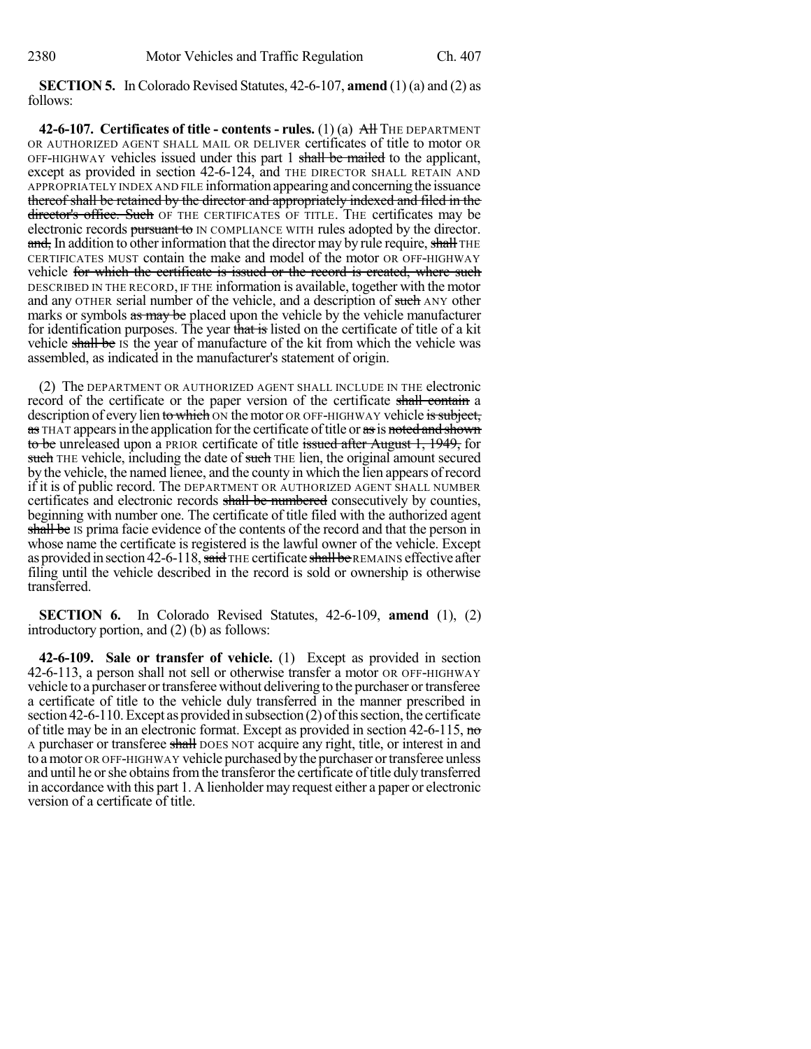**SECTION 5.** In Colorado Revised Statutes, 42-6-107, **amend** (1) (a) and (2) as follows:

**42-6-107. Certificates of title - contents - rules.** (1) (a) ~~All~~ THE DEPARTMENT OR AUTHORIZED AGENT SHALL MAIL OR DELIVER certificates of title to motor OR OFF-HIGHWAY vehicles issued under this part 1 ~~shall be mailed~~ to the applicant, except as provided in section 42-6-124, and THE DIRECTOR SHALL RETAIN AND APPROPRIATELY INDEX AND FILE information appearing and concerning the issuance ~~thereof shall be retained by the director and appropriately indexed and filed in the director's office. Such~~ OF THE CERTIFICATES OF TITLE. THE certificates may be electronic records ~~pursuant to~~ IN COMPLIANCE WITH rules adopted by the director. ~~and,~~ In addition to other information that the director may by rule require, ~~shall~~ THE CERTIFICATES MUST contain the make and model of the motor OR OFF-HIGHWAY vehicle ~~for which the certificate is issued or the record is created, where such~~ DESCRIBED IN THE RECORD, IF THE information is available, together with the motor and any OTHER serial number of the vehicle, and a description of ~~such~~ ANY other marks or symbols ~~as may be~~ placed upon the vehicle by the vehicle manufacturer for identification purposes. The year ~~that is~~ listed on the certificate of title of a kit vehicle ~~shall be~~ IS the year of manufacture of the kit from which the vehicle was assembled, as indicated in the manufacturer's statement of origin.

(2) The DEPARTMENT OR AUTHORIZED AGENT SHALL INCLUDE IN THE electronic record of the certificate or the paper version of the certificate ~~shall contain~~ a description of every lien ~~to which~~ ON the motor OR OFF-HIGHWAY vehicle ~~is subject, as~~ THAT appears in the application for the certificate of title or ~~as~~ is ~~noted and shown to be~~ unreleased upon a PRIOR certificate of title ~~issued after August 1, 1949,~~ for ~~such~~ THE vehicle, including the date of ~~such~~ THE lien, the original amount secured by the vehicle, the named lienee, and the county in which the lien appears of record if it is of public record. The DEPARTMENT OR AUTHORIZED AGENT SHALL NUMBER certificates and electronic records ~~shall be numbered~~ consecutively by counties, beginning with number one. The certificate of title filed with the authorized agent ~~shall be~~ IS prima facie evidence of the contents of the record and that the person in whose name the certificate is registered is the lawful owner of the vehicle. Except as provided in section 42-6-118, ~~said~~ THE certificate ~~shall be~~ REMAINS effective after filing until the vehicle described in the record is sold or ownership is otherwise transferred.

**SECTION 6.** In Colorado Revised Statutes, 42-6-109, **amend** (1), (2) introductory portion, and (2) (b) as follows:

**42-6-109. Sale or transfer of vehicle.** (1) Except as provided in section 42-6-113, a person shall not sell or otherwise transfer a motor OR OFF-HIGHWAY vehicle to a purchaser or transferee without delivering to the purchaser or transferee a certificate of title to the vehicle duly transferred in the manner prescribed in section 42-6-110. Except as provided in subsection (2) of this section, the certificate of title may be in an electronic format. Except as provided in section 42-6-115, ~~no~~ A purchaser or transferee ~~shall~~ DOES NOT acquire any right, title, or interest in and to a motor OR OFF-HIGHWAY vehicle purchased by the purchaser or transferee unless and until he or she obtains from the transferor the certificate of title duly transferred in accordance with this part 1. A lienholder may request either a paper or electronic version of a certificate of title.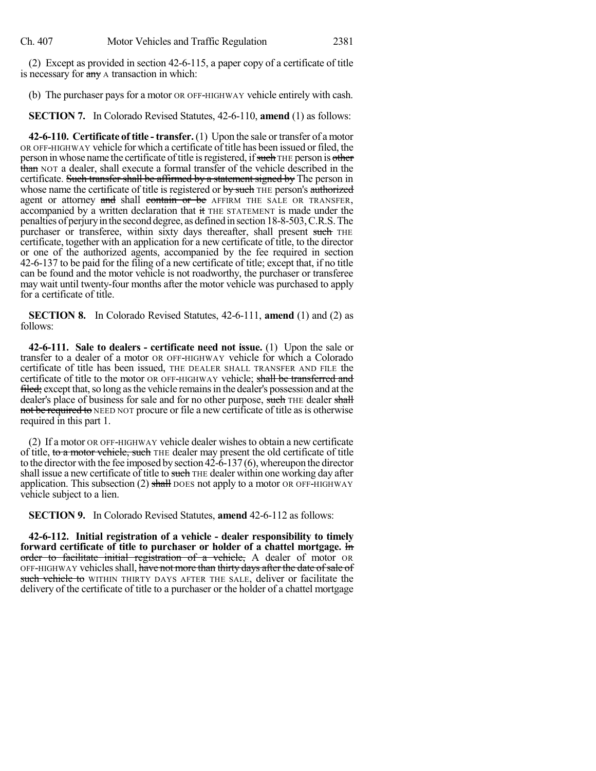(2) Except as provided in section 42-6-115, a paper copy of a certificate of title is necessary for ~~any~~ A transaction in which:

(b) The purchaser pays for a motor OR OFF-HIGHWAY vehicle entirely with cash.

**SECTION 7.** In Colorado Revised Statutes, 42-6-110, **amend** (1) as follows:

**42-6-110. Certificate of title - transfer.** (1) Upon the sale or transfer of a motor OR OFF-HIGHWAY vehicle for which a certificate of title has been issued or filed, the person in whose name the certificate of title is registered, if ~~such~~ THE person is ~~other than~~ NOT a dealer, shall execute a formal transfer of the vehicle described in the certificate. ~~Such transfer shall be affirmed by a statement signed by~~ The person in whose name the certificate of title is registered or ~~by such~~ THE person's ~~authorized~~ agent or attorney ~~and~~ shall ~~contain or be~~ AFFIRM THE SALE OR TRANSFER, accompanied by a written declaration that ~~it~~ THE STATEMENT is made under the penalties of perjury in the second degree, as defined in section 18-8-503, C.R.S. The purchaser or transferee, within sixty days thereafter, shall present ~~such~~ THE certificate, together with an application for a new certificate of title, to the director or one of the authorized agents, accompanied by the fee required in section 42-6-137 to be paid for the filing of a new certificate of title; except that, if no title can be found and the motor vehicle is not roadworthy, the purchaser or transferee may wait until twenty-four months after the motor vehicle was purchased to apply for a certificate of title.

**SECTION 8.** In Colorado Revised Statutes, 42-6-111, **amend** (1) and (2) as follows:

**42-6-111. Sale to dealers - certificate need not issue.** (1) Upon the sale or transfer to a dealer of a motor OR OFF-HIGHWAY vehicle for which a Colorado certificate of title has been issued, THE DEALER SHALL TRANSFER AND FILE the certificate of title to the motor OR OFF-HIGHWAY vehicle; ~~shall be transferred and filed;~~ except that, so long as the vehicle remains in the dealer's possession and at the dealer's place of business for sale and for no other purpose, ~~such~~ THE dealer ~~shall not be required to~~ NEED NOT procure or file a new certificate of title as is otherwise required in this part 1.

(2) If a motor OR OFF-HIGHWAY vehicle dealer wishes to obtain a new certificate of title, ~~to a motor vehicle, such~~ THE dealer may present the old certificate of title to the director with the fee imposed by section 42-6-137 (6), whereupon the director shall issue a new certificate of title to ~~such~~ THE dealer within one working day after application. This subsection (2) ~~shall~~ DOES not apply to a motor OR OFF-HIGHWAY vehicle subject to a lien.

**SECTION 9.** In Colorado Revised Statutes, **amend** 42-6-112 as follows:

**42-6-112. Initial registration of a vehicle - dealer responsibility to timely forward certificate of title to purchaser or holder of a chattel mortgage.** ~~In order to facilitate initial registration of a vehicle,~~ A dealer of motor OR OFF-HIGHWAY vehicles shall, ~~have not more than thirty days after the date of sale of such vehicle to~~ WITHIN THIRTY DAYS AFTER THE SALE, deliver or facilitate the delivery of the certificate of title to a purchaser or the holder of a chattel mortgage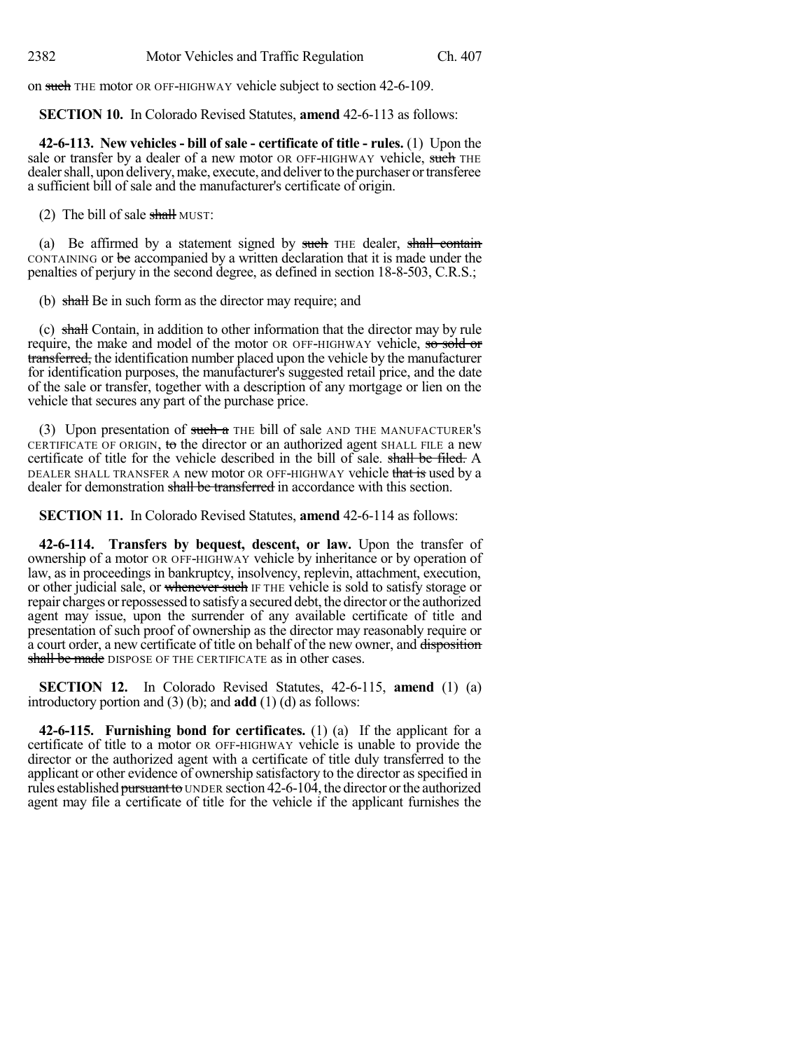on ~~such~~ THE motor OR OFF-HIGHWAY vehicle subject to section 42-6-109.

**SECTION 10.** In Colorado Revised Statutes, **amend** 42-6-113 as follows:

**42-6-113. New vehicles - bill of sale - certificate of title - rules.** (1) Upon the sale or transfer by a dealer of a new motor OR OFF-HIGHWAY vehicle, ~~such~~ THE dealer shall, upon delivery, make, execute, and deliver to the purchaser or transferee a sufficient bill of sale and the manufacturer's certificate of origin.

(2) The bill of sale ~~shall~~ MUST:

(a) Be affirmed by a statement signed by ~~such~~ THE dealer, ~~shall contain~~ CONTAINING or ~~be~~ accompanied by a written declaration that it is made under the penalties of perjury in the second degree, as defined in section 18-8-503, C.R.S.;

(b) ~~shall~~ Be in such form as the director may require; and

(c) ~~shall~~ Contain, in addition to other information that the director may by rule require, the make and model of the motor OR OFF-HIGHWAY vehicle, ~~so sold or transferred,~~ the identification number placed upon the vehicle by the manufacturer for identification purposes, the manufacturer's suggested retail price, and the date of the sale or transfer, together with a description of any mortgage or lien on the vehicle that secures any part of the purchase price.

(3) Upon presentation of ~~such a~~ THE bill of sale AND THE MANUFACTURER'S CERTIFICATE OF ORIGIN, ~~to~~ the director or an authorized agent SHALL FILE a new certificate of title for the vehicle described in the bill of sale. ~~shall be filed.~~ A DEALER SHALL TRANSFER A new motor OR OFF-HIGHWAY vehicle ~~that is~~ used by a dealer for demonstration ~~shall be transferred~~ in accordance with this section.

**SECTION 11.** In Colorado Revised Statutes, **amend** 42-6-114 as follows:

**42-6-114. Transfers by bequest, descent, or law.** Upon the transfer of ownership of a motor OR OFF-HIGHWAY vehicle by inheritance or by operation of law, as in proceedings in bankruptcy, insolvency, replevin, attachment, execution, or other judicial sale, or ~~whenever such~~ IF THE vehicle is sold to satisfy storage or repair charges or repossessed to satisfy a secured debt, the director or the authorized agent may issue, upon the surrender of any available certificate of title and presentation of such proof of ownership as the director may reasonably require or a court order, a new certificate of title on behalf of the new owner, and ~~disposition shall be made~~ DISPOSE OF THE CERTIFICATE as in other cases.

**SECTION 12.** In Colorado Revised Statutes, 42-6-115, **amend** (1) (a) introductory portion and (3) (b); and **add** (1) (d) as follows:

**42-6-115. Furnishing bond for certificates.** (1) (a) If the applicant for a certificate of title to a motor OR OFF-HIGHWAY vehicle is unable to provide the director or the authorized agent with a certificate of title duly transferred to the applicant or other evidence of ownership satisfactory to the director as specified in rules established ~~pursuant to~~ UNDER section 42-6-104, the director or the authorized agent may file a certificate of title for the vehicle if the applicant furnishes the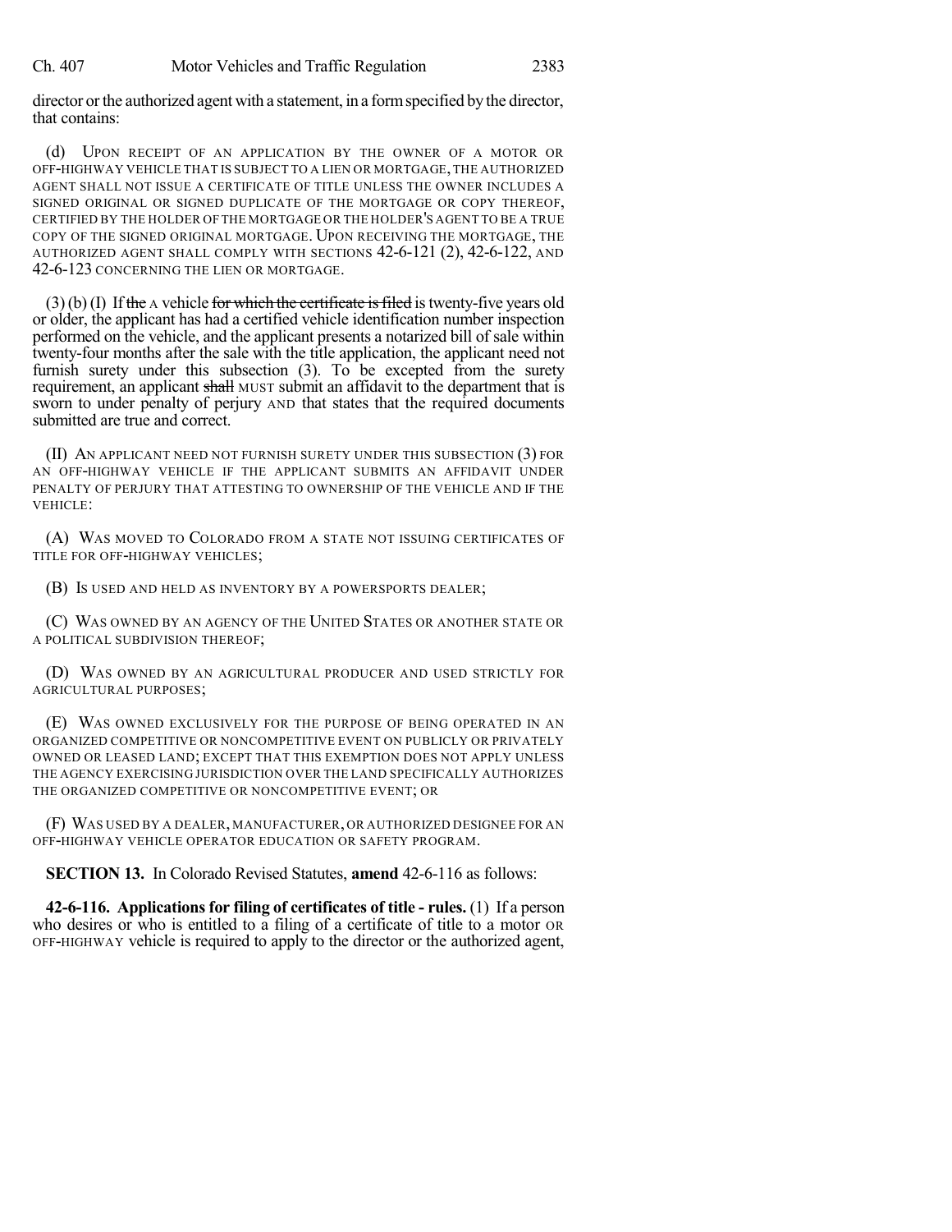director or the authorized agent with a statement, in a form specified by the director, that contains:

(d) UPON RECEIPT OF AN APPLICATION BY THE OWNER OF A MOTOR OR OFF-HIGHWAY VEHICLE THAT IS SUBJECT TO A LIEN OR MORTGAGE, THE AUTHORIZED AGENT SHALL NOT ISSUE A CERTIFICATE OF TITLE UNLESS THE OWNER INCLUDES A SIGNED ORIGINAL OR SIGNED DUPLICATE OF THE MORTGAGE OR COPY THEREOF, CERTIFIED BY THE HOLDER OF THE MORTGAGE OR THE HOLDER'S AGENT TO BE A TRUE COPY OF THE SIGNED ORIGINAL MORTGAGE. UPON RECEIVING THE MORTGAGE, THE AUTHORIZED AGENT SHALL COMPLY WITH SECTIONS 42-6-121 (2), 42-6-122, AND 42-6-123 CONCERNING THE LIEN OR MORTGAGE.

(3) (b) (I) If ~~the~~ A vehicle ~~for which the certificate is filed~~ is twenty-five years old or older, the applicant has had a certified vehicle identification number inspection performed on the vehicle, and the applicant presents a notarized bill of sale within twenty-four months after the sale with the title application, the applicant need not furnish surety under this subsection (3). To be excepted from the surety requirement, an applicant ~~shall~~ MUST submit an affidavit to the department that is sworn to under penalty of perjury AND that states that the required documents submitted are true and correct.

(II) AN APPLICANT NEED NOT FURNISH SURETY UNDER THIS SUBSECTION (3) FOR AN OFF-HIGHWAY VEHICLE IF THE APPLICANT SUBMITS AN AFFIDAVIT UNDER PENALTY OF PERJURY THAT ATTESTING TO OWNERSHIP OF THE VEHICLE AND IF THE VEHICLE:

(A) WAS MOVED TO COLORADO FROM A STATE NOT ISSUING CERTIFICATES OF TITLE FOR OFF-HIGHWAY VEHICLES;

(B) IS USED AND HELD AS INVENTORY BY A POWERSPORTS DEALER;

(C) WAS OWNED BY AN AGENCY OF THE UNITED STATES OR ANOTHER STATE OR A POLITICAL SUBDIVISION THEREOF;

(D) WAS OWNED BY AN AGRICULTURAL PRODUCER AND USED STRICTLY FOR AGRICULTURAL PURPOSES;

(E) WAS OWNED EXCLUSIVELY FOR THE PURPOSE OF BEING OPERATED IN AN ORGANIZED COMPETITIVE OR NONCOMPETITIVE EVENT ON PUBLICLY OR PRIVATELY OWNED OR LEASED LAND; EXCEPT THAT THIS EXEMPTION DOES NOT APPLY UNLESS THE AGENCY EXERCISING JURISDICTION OVER THE LAND SPECIFICALLY AUTHORIZES THE ORGANIZED COMPETITIVE OR NONCOMPETITIVE EVENT; OR

(F) WAS USED BY A DEALER, MANUFACTURER, OR AUTHORIZED DESIGNEE FOR AN OFF-HIGHWAY VEHICLE OPERATOR EDUCATION OR SAFETY PROGRAM.

**SECTION 13.** In Colorado Revised Statutes, **amend** 42-6-116 as follows:

**42-6-116. Applications for filing of certificates of title - rules.** (1) If a person who desires or who is entitled to a filing of a certificate of title to a motor OR OFF-HIGHWAY vehicle is required to apply to the director or the authorized agent,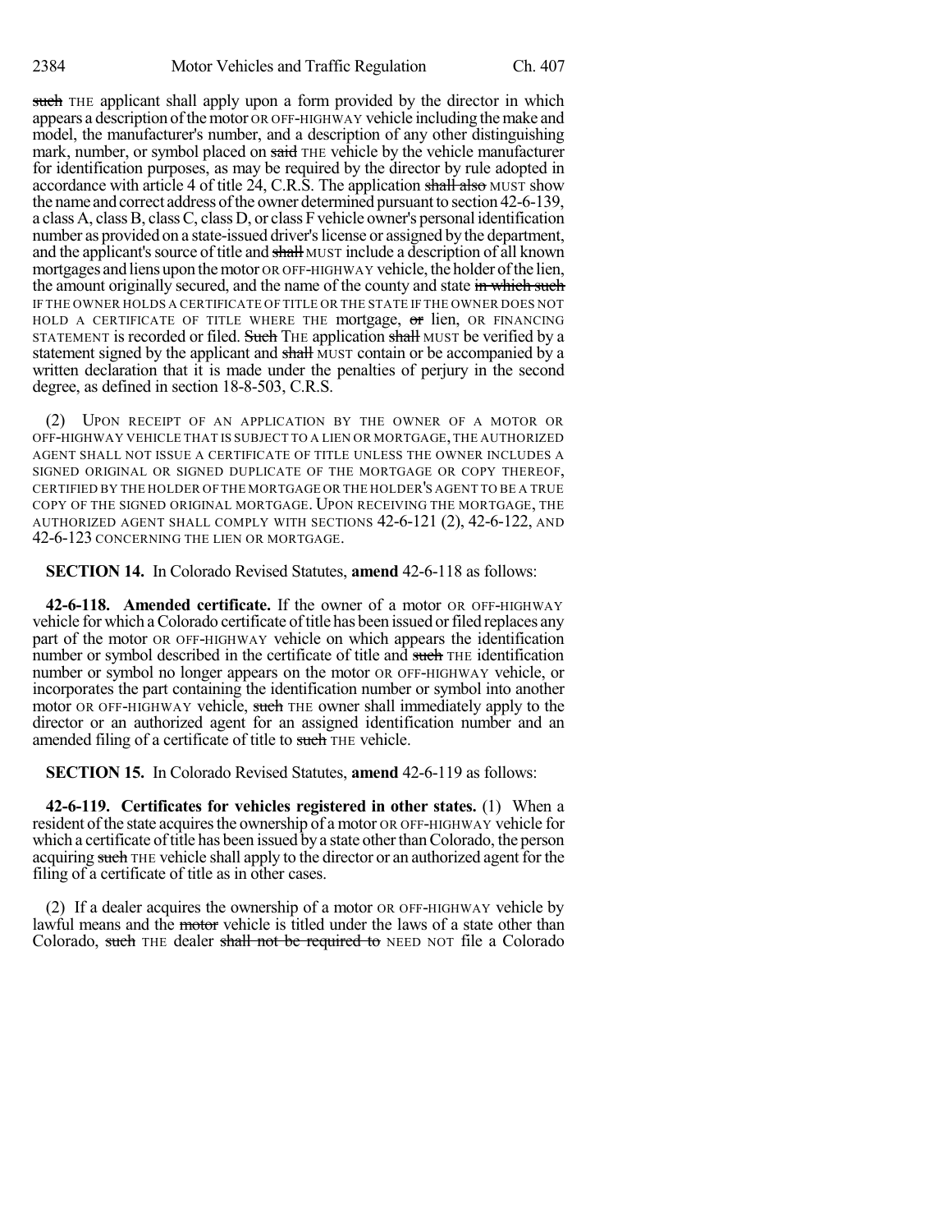~~such~~ THE applicant shall apply upon a form provided by the director in which appears a description of the motor OR OFF-HIGHWAY vehicle including the make and model, the manufacturer's number, and a description of any other distinguishing mark, number, or symbol placed on ~~said~~ THE vehicle by the vehicle manufacturer for identification purposes, as may be required by the director by rule adopted in accordance with article 4 of title 24, C.R.S. The application ~~shall also~~ MUST show the name and correct address of the owner determined pursuant to section 42-6-139, a class A, class B, class C, class D, or class F vehicle owner's personal identification number as provided on a state-issued driver's license or assigned by the department, and the applicant's source of title and ~~shall~~ MUST include a description of all known mortgages and liens upon the motor OR OFF-HIGHWAY vehicle, the holder of the lien, the amount originally secured, and the name of the county and state ~~in which such~~ IF THE OWNER HOLDS A CERTIFICATE OF TITLE OR THE STATE IF THE OWNER DOES NOT HOLD A CERTIFICATE OF TITLE WHERE THE mortgage, ~~or~~ lien, OR FINANCING STATEMENT is recorded or filed. ~~Such~~ THE application ~~shall~~ MUST be verified by a statement signed by the applicant and ~~shall~~ MUST contain or be accompanied by a written declaration that it is made under the penalties of perjury in the second degree, as defined in section 18-8-503, C.R.S.

(2) UPON RECEIPT OF AN APPLICATION BY THE OWNER OF A MOTOR OR OFF-HIGHWAY VEHICLE THAT IS SUBJECT TO A LIEN OR MORTGAGE, THE AUTHORIZED AGENT SHALL NOT ISSUE A CERTIFICATE OF TITLE UNLESS THE OWNER INCLUDES A SIGNED ORIGINAL OR SIGNED DUPLICATE OF THE MORTGAGE OR COPY THEREOF, CERTIFIED BY THE HOLDER OF THE MORTGAGE OR THE HOLDER'S AGENT TO BE A TRUE COPY OF THE SIGNED ORIGINAL MORTGAGE. UPON RECEIVING THE MORTGAGE, THE AUTHORIZED AGENT SHALL COMPLY WITH SECTIONS 42-6-121 (2), 42-6-122, AND 42-6-123 CONCERNING THE LIEN OR MORTGAGE.

**SECTION 14.** In Colorado Revised Statutes, **amend** 42-6-118 as follows:

**42-6-118. Amended certificate.** If the owner of a motor OR OFF-HIGHWAY vehicle for which a Colorado certificate of title has been issued or filed replaces any part of the motor OR OFF-HIGHWAY vehicle on which appears the identification number or symbol described in the certificate of title and ~~such~~ THE identification number or symbol no longer appears on the motor OR OFF-HIGHWAY vehicle, or incorporates the part containing the identification number or symbol into another motor OR OFF-HIGHWAY vehicle, ~~such~~ THE owner shall immediately apply to the director or an authorized agent for an assigned identification number and an amended filing of a certificate of title to ~~such~~ THE vehicle.

**SECTION 15.** In Colorado Revised Statutes, **amend** 42-6-119 as follows:

**42-6-119. Certificates for vehicles registered in other states.** (1) When a resident of the state acquires the ownership of a motor OR OFF-HIGHWAY vehicle for which a certificate of title has been issued by a state other than Colorado, the person acquiring ~~such~~ THE vehicle shall apply to the director or an authorized agent for the filing of a certificate of title as in other cases.

(2) If a dealer acquires the ownership of a motor OR OFF-HIGHWAY vehicle by lawful means and the ~~motor~~ vehicle is titled under the laws of a state other than Colorado, ~~such~~ THE dealer ~~shall not be required to~~ NEED NOT file a Colorado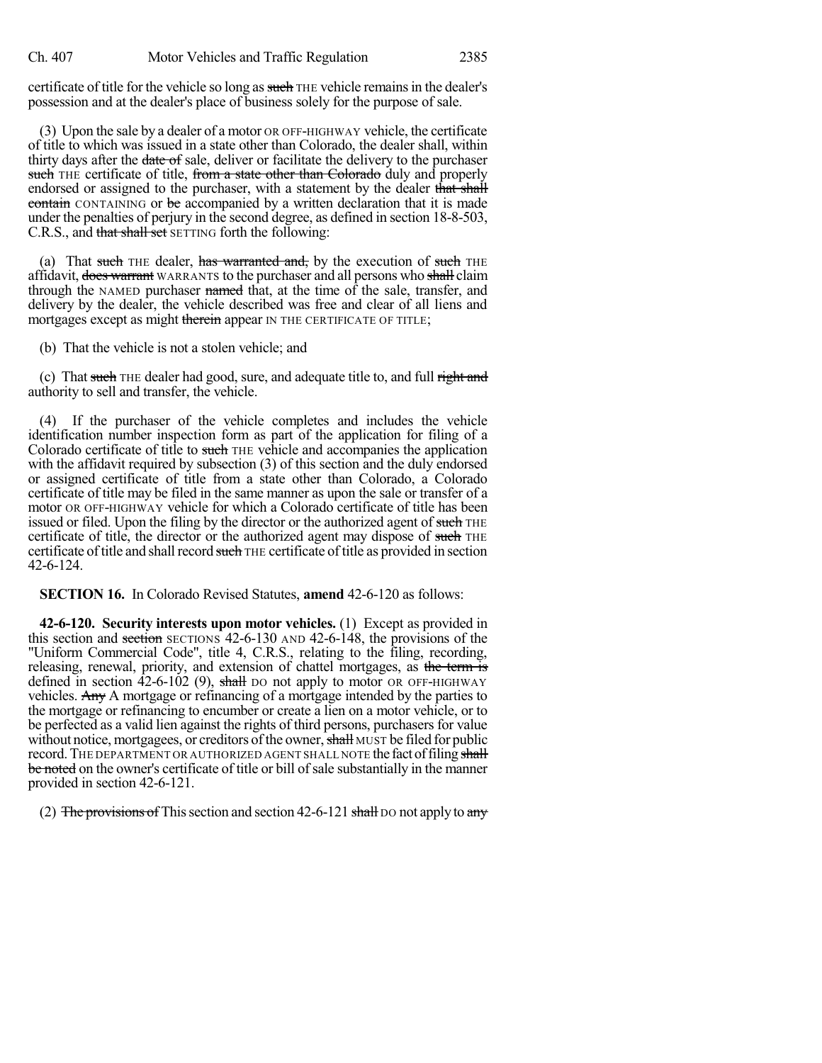certificate of title for the vehicle so long as ~~such~~ THE vehicle remains in the dealer's possession and at the dealer's place of business solely for the purpose of sale.

(3) Upon the sale by a dealer of a motor OR OFF-HIGHWAY vehicle, the certificate of title to which was issued in a state other than Colorado, the dealer shall, within thirty days after the ~~date of~~ sale, deliver or facilitate the delivery to the purchaser ~~such~~ THE certificate of title, ~~from a state other than Colorado~~ duly and properly endorsed or assigned to the purchaser, with a statement by the dealer ~~that shall contain~~ CONTAINING or ~~be~~ accompanied by a written declaration that it is made under the penalties of perjury in the second degree, as defined in section 18-8-503, C.R.S., and ~~that shall set~~ SETTING forth the following:

(a) That ~~such~~ THE dealer, ~~has warranted and,~~ by the execution of ~~such~~ THE affidavit, ~~does warrant~~ WARRANTS to the purchaser and all persons who ~~shall~~ claim through the NAMED purchaser ~~named~~ that, at the time of the sale, transfer, and delivery by the dealer, the vehicle described was free and clear of all liens and mortgages except as might ~~therein~~ appear IN THE CERTIFICATE OF TITLE;

(b) That the vehicle is not a stolen vehicle; and

(c) That ~~such~~ THE dealer had good, sure, and adequate title to, and full ~~right and~~ authority to sell and transfer, the vehicle.

(4) If the purchaser of the vehicle completes and includes the vehicle identification number inspection form as part of the application for filing of a Colorado certificate of title to ~~such~~ THE vehicle and accompanies the application with the affidavit required by subsection (3) of this section and the duly endorsed or assigned certificate of title from a state other than Colorado, a Colorado certificate of title may be filed in the same manner as upon the sale or transfer of a motor OR OFF-HIGHWAY vehicle for which a Colorado certificate of title has been issued or filed. Upon the filing by the director or the authorized agent of ~~such~~ THE certificate of title, the director or the authorized agent may dispose of ~~such~~ THE certificate of title and shall record ~~such~~ THE certificate of title as provided in section 42-6-124.

**SECTION 16.** In Colorado Revised Statutes, **amend** 42-6-120 as follows:

**42-6-120. Security interests upon motor vehicles.** (1) Except as provided in this section and ~~section~~ SECTIONS 42-6-130 AND 42-6-148, the provisions of the "Uniform Commercial Code", title 4, C.R.S., relating to the filing, recording, releasing, renewal, priority, and extension of chattel mortgages, as ~~the term is~~ defined in section 42-6-102 (9), ~~shall~~ DO not apply to motor OR OFF-HIGHWAY vehicles. ~~Any~~ A mortgage or refinancing of a mortgage intended by the parties to the mortgage or refinancing to encumber or create a lien on a motor vehicle, or to be perfected as a valid lien against the rights of third persons, purchasers for value without notice, mortgagees, or creditors of the owner, ~~shall~~ MUST be filed for public record. THE DEPARTMENT OR AUTHORIZED AGENT SHALL NOTE the fact of filing ~~shall be noted~~ on the owner's certificate of title or bill of sale substantially in the manner provided in section 42-6-121.

(2) ~~The provisions of~~ This section and section 42-6-121 ~~shall~~ DO not apply to ~~any~~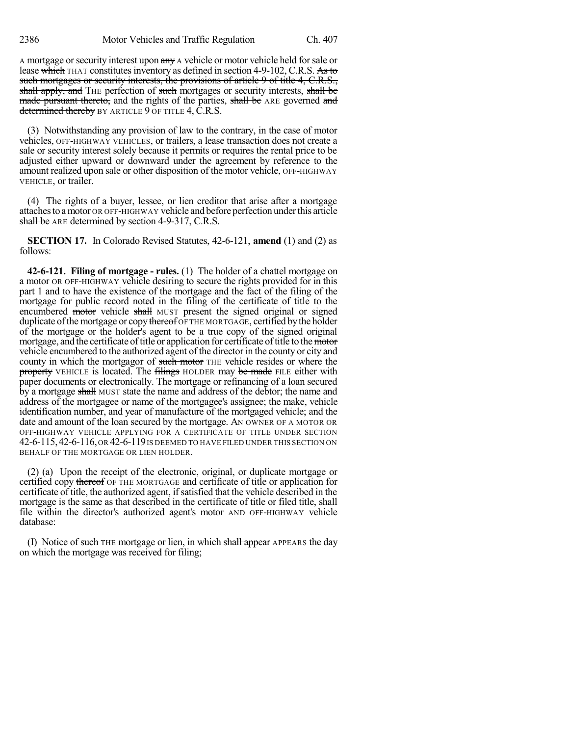A mortgage or security interest upon ~~any~~ A vehicle or motor vehicle held for sale or lease ~~which~~ THAT constitutes inventory as defined in section 4-9-102, C.R.S. ~~As to such mortgages or security interests, the provisions of article 9 of title 4, C.R.S., shall apply, and~~ THE perfection of ~~such~~ mortgages or security interests, ~~shall be made pursuant thereto,~~ and the rights of the parties, ~~shall be~~ ARE governed ~~and determined thereby~~ BY ARTICLE 9 OF TITLE 4, C.R.S.

(3) Notwithstanding any provision of law to the contrary, in the case of motor vehicles, OFF-HIGHWAY VEHICLES, or trailers, a lease transaction does not create a sale or security interest solely because it permits or requires the rental price to be adjusted either upward or downward under the agreement by reference to the amount realized upon sale or other disposition of the motor vehicle, OFF-HIGHWAY VEHICLE, or trailer.

(4) The rights of a buyer, lessee, or lien creditor that arise after a mortgage attaches to a motor OR OFF-HIGHWAY vehicle and before perfection under this article ~~shall be~~ ARE determined by section 4-9-317, C.R.S.

**SECTION 17.** In Colorado Revised Statutes, 42-6-121, **amend** (1) and (2) as follows:

**42-6-121. Filing of mortgage - rules.** (1) The holder of a chattel mortgage on a motor OR OFF-HIGHWAY vehicle desiring to secure the rights provided for in this part 1 and to have the existence of the mortgage and the fact of the filing of the mortgage for public record noted in the filing of the certificate of title to the encumbered ~~motor~~ vehicle ~~shall~~ MUST present the signed original or signed duplicate of the mortgage or copy ~~thereof~~ OF THE MORTGAGE, certified by the holder of the mortgage or the holder's agent to be a true copy of the signed original mortgage, and the certificate of title or application for certificate of title to the ~~motor~~ vehicle encumbered to the authorized agent of the director in the county or city and county in which the mortgagor of ~~such motor~~ THE vehicle resides or where the ~~property~~ VEHICLE is located. The ~~filings~~ HOLDER may ~~be made~~ FILE either with paper documents or electronically. The mortgage or refinancing of a loan secured by a mortgage ~~shall~~ MUST state the name and address of the debtor; the name and address of the mortgagee or name of the mortgagee's assignee; the make, vehicle identification number, and year of manufacture of the mortgaged vehicle; and the date and amount of the loan secured by the mortgage. AN OWNER OF A MOTOR OR OFF-HIGHWAY VEHICLE APPLYING FOR A CERTIFICATE OF TITLE UNDER SECTION 42-6-115, 42-6-116, OR 42-6-119 IS DEEMED TO HAVE FILED UNDER THIS SECTION ON BEHALF OF THE MORTGAGE OR LIEN HOLDER.

(2) (a) Upon the receipt of the electronic, original, or duplicate mortgage or certified copy ~~thereof~~ OF THE MORTGAGE and certificate of title or application for certificate of title, the authorized agent, if satisfied that the vehicle described in the mortgage is the same as that described in the certificate of title or filed title, shall file within the director's authorized agent's motor AND OFF-HIGHWAY vehicle database:

(I) Notice of ~~such~~ THE mortgage or lien, in which ~~shall appear~~ APPEARS the day on which the mortgage was received for filing;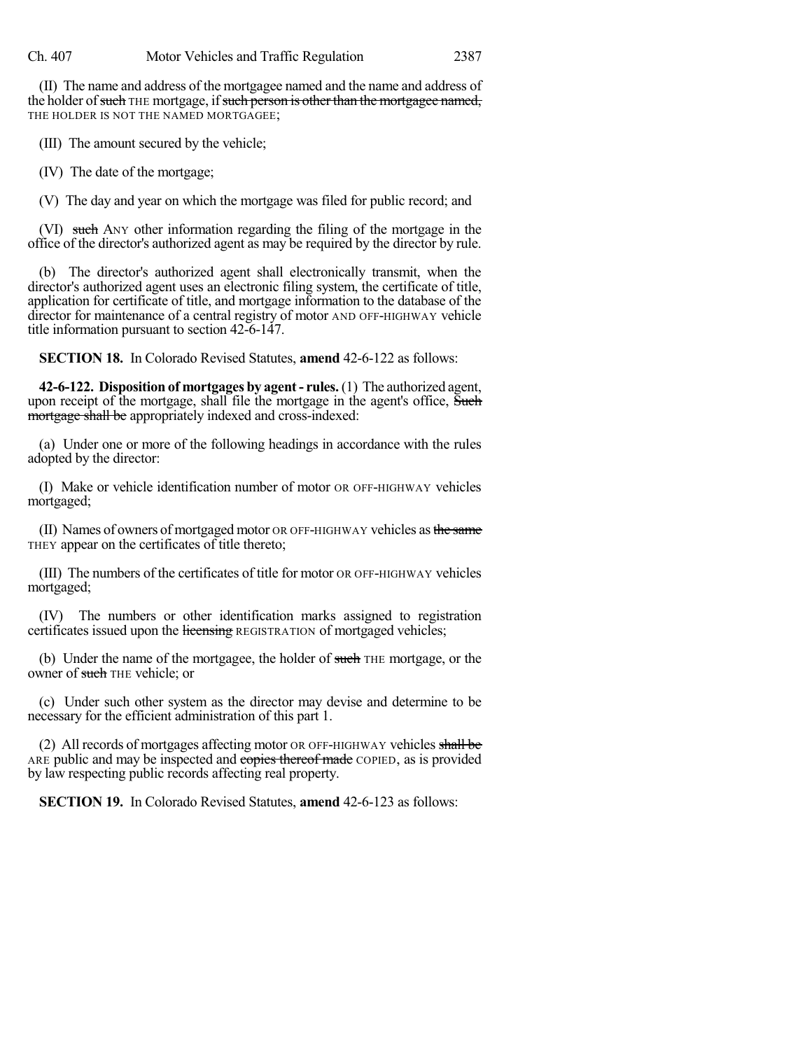(II) The name and address of the mortgagee named and the name and address of the holder of ~~such~~ THE mortgage, if ~~such person is other than the mortgagee named,~~ THE HOLDER IS NOT THE NAMED MORTGAGEE;

(III) The amount secured by the vehicle;

(IV) The date of the mortgage;

(V) The day and year on which the mortgage was filed for public record; and

(VI) ~~such~~ ANY other information regarding the filing of the mortgage in the office of the director's authorized agent as may be required by the director by rule.

(b) The director's authorized agent shall electronically transmit, when the director's authorized agent uses an electronic filing system, the certificate of title, application for certificate of title, and mortgage information to the database of the director for maintenance of a central registry of motor AND OFF-HIGHWAY vehicle title information pursuant to section 42-6-147.

**SECTION 18.** In Colorado Revised Statutes, **amend** 42-6-122 as follows:

**42-6-122. Disposition of mortgages by agent - rules.** (1) The authorized agent, upon receipt of the mortgage, shall file the mortgage in the agent's office, ~~Such mortgage shall be~~ appropriately indexed and cross-indexed:

(a) Under one or more of the following headings in accordance with the rules adopted by the director:

(I) Make or vehicle identification number of motor OR OFF-HIGHWAY vehicles mortgaged;

(II) Names of owners of mortgaged motor OR OFF-HIGHWAY vehicles as ~~the same~~ THEY appear on the certificates of title thereto;

(III) The numbers of the certificates of title for motor OR OFF-HIGHWAY vehicles mortgaged;

(IV) The numbers or other identification marks assigned to registration certificates issued upon the ~~licensing~~ REGISTRATION of mortgaged vehicles;

(b) Under the name of the mortgagee, the holder of ~~such~~ THE mortgage, or the owner of ~~such~~ THE vehicle; or

(c) Under such other system as the director may devise and determine to be necessary for the efficient administration of this part 1.

(2) All records of mortgages affecting motor OR OFF-HIGHWAY vehicles ~~shall be~~ ARE public and may be inspected and ~~copies thereof made~~ COPIED, as is provided by law respecting public records affecting real property.

**SECTION 19.** In Colorado Revised Statutes, **amend** 42-6-123 as follows: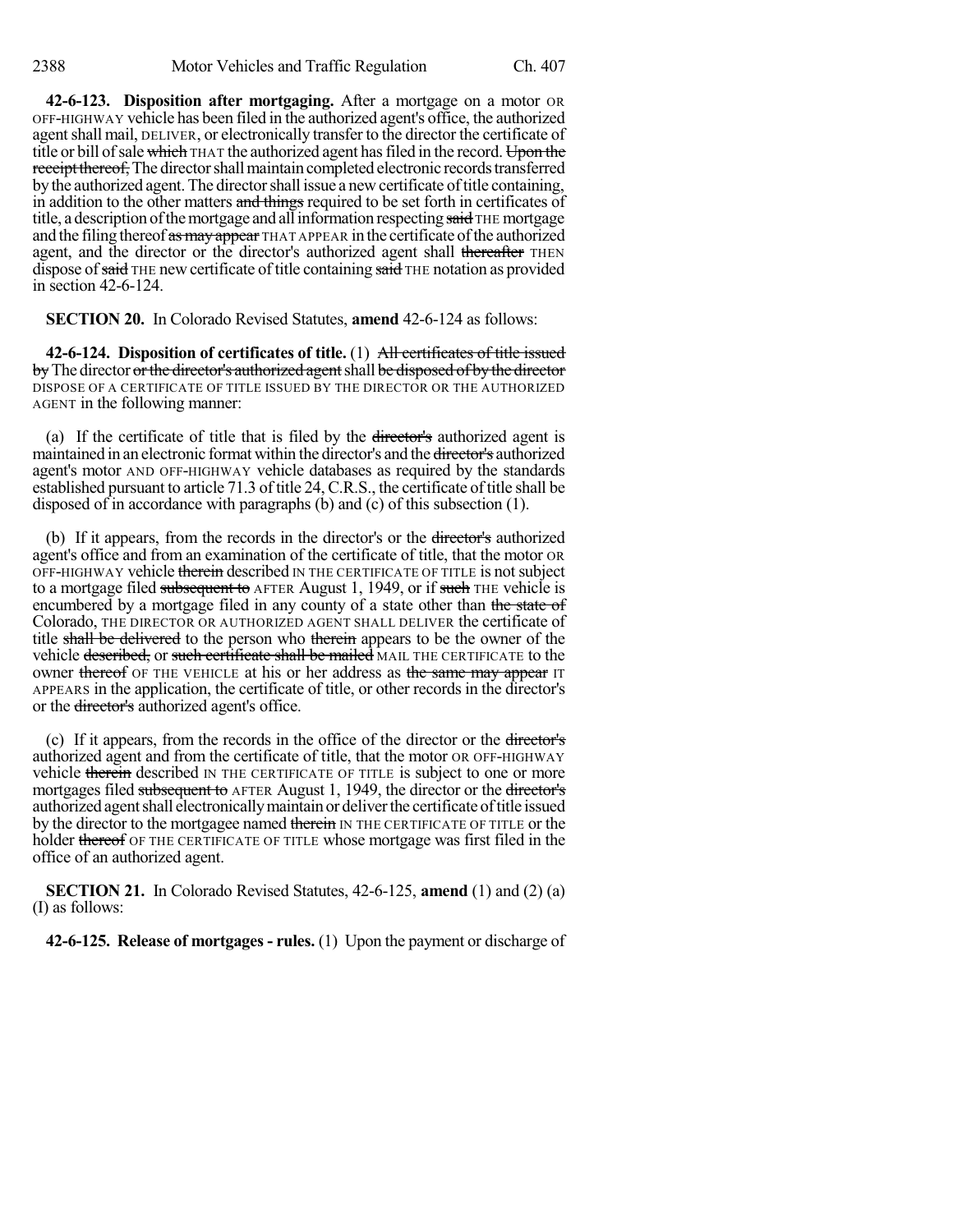**42-6-123. Disposition after mortgaging.** After a mortgage on a motor OR OFF-HIGHWAY vehicle has been filed in the authorized agent's office, the authorized agent shall mail, DELIVER, or electronically transfer to the director the certificate of title or bill of sale ~~which~~ THAT the authorized agent has filed in the record. ~~Upon the receipt thereof,~~ The director shall maintain completed electronic records transferred by the authorized agent. The director shall issue a new certificate of title containing, in addition to the other matters ~~and things~~ required to be set forth in certificates of title, a description of the mortgage and all information respecting ~~said~~ THE mortgage and the filing thereof ~~as may appear~~ THAT APPEAR in the certificate of the authorized agent, and the director or the director's authorized agent shall ~~thereafter~~ THEN dispose of ~~said~~ THE new certificate of title containing ~~said~~ THE notation as provided in section 42-6-124.

**SECTION 20.** In Colorado Revised Statutes, **amend** 42-6-124 as follows:

**42-6-124. Disposition of certificates of title.** (1) ~~All certificates of title issued by~~ The director ~~or the director's authorized agent~~ shall ~~be disposed of by the director~~ DISPOSE OF A CERTIFICATE OF TITLE ISSUED BY THE DIRECTOR OR THE AUTHORIZED AGENT in the following manner:

(a) If the certificate of title that is filed by the ~~director's~~ authorized agent is maintained in an electronic format within the director's and the ~~director's~~ authorized agent's motor AND OFF-HIGHWAY vehicle databases as required by the standards established pursuant to article 71.3 of title 24, C.R.S., the certificate of title shall be disposed of in accordance with paragraphs (b) and (c) of this subsection (1).

(b) If it appears, from the records in the director's or the ~~director's~~ authorized agent's office and from an examination of the certificate of title, that the motor OR OFF-HIGHWAY vehicle ~~therein~~ described IN THE CERTIFICATE OF TITLE is not subject to a mortgage filed ~~subsequent to~~ AFTER August 1, 1949, or if ~~such~~ THE vehicle is encumbered by a mortgage filed in any county of a state other than ~~the state of~~ Colorado, THE DIRECTOR OR AUTHORIZED AGENT SHALL DELIVER the certificate of title ~~shall be delivered~~ to the person who ~~therein~~ appears to be the owner of the vehicle ~~described,~~ or ~~such certificate shall be mailed~~ MAIL THE CERTIFICATE to the owner ~~thereof~~ OF THE VEHICLE at his or her address as ~~the same may appear~~ IT APPEARS in the application, the certificate of title, or other records in the director's or the ~~director's~~ authorized agent's office.

(c) If it appears, from the records in the office of the director or the ~~director's~~ authorized agent and from the certificate of title, that the motor OR OFF-HIGHWAY vehicle ~~therein~~ described IN THE CERTIFICATE OF TITLE is subject to one or more mortgages filed ~~subsequent to~~ AFTER August 1, 1949, the director or the ~~director's~~ authorized agent shall electronically maintain or deliver the certificate of title issued by the director to the mortgagee named ~~therein~~ IN THE CERTIFICATE OF TITLE or the holder ~~thereof~~ OF THE CERTIFICATE OF TITLE whose mortgage was first filed in the office of an authorized agent.

**SECTION 21.** In Colorado Revised Statutes, 42-6-125, **amend** (1) and (2) (a) (I) as follows:

**42-6-125. Release of mortgages - rules.** (1) Upon the payment or discharge of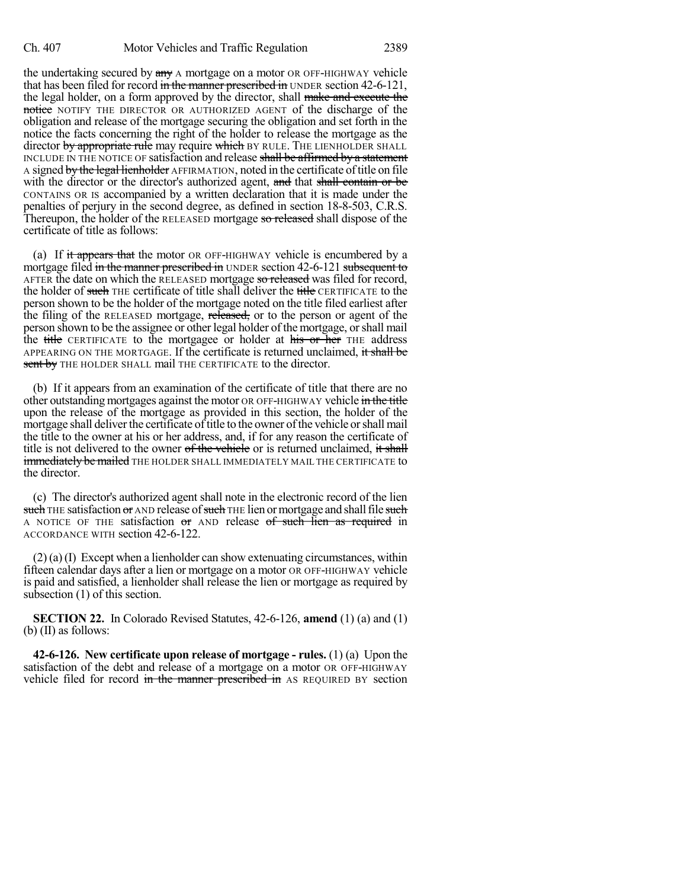the undertaking secured by ~~any~~ A mortgage on a motor OR OFF-HIGHWAY vehicle that has been filed for record ~~in the manner prescribed in~~ UNDER section 42-6-121, the legal holder, on a form approved by the director, shall ~~make and execute the notice~~ NOTIFY THE DIRECTOR OR AUTHORIZED AGENT of the discharge of the obligation and release of the mortgage securing the obligation and set forth in the notice the facts concerning the right of the holder to release the mortgage as the director ~~by appropriate rule~~ may require ~~which~~ BY RULE. THE LIENHOLDER SHALL INCLUDE IN THE NOTICE OF satisfaction and release ~~shall be affirmed by a statement~~ A signed ~~by the legal lienholder~~ AFFIRMATION, noted in the certificate of title on file with the director or the director's authorized agent, ~~and~~ that ~~shall contain or be~~ CONTAINS OR IS accompanied by a written declaration that it is made under the penalties of perjury in the second degree, as defined in section 18-8-503, C.R.S. Thereupon, the holder of the RELEASED mortgage ~~so released~~ shall dispose of the certificate of title as follows:

(a) If ~~it appears that~~ the motor OR OFF-HIGHWAY vehicle is encumbered by a mortgage filed ~~in the manner prescribed in~~ UNDER section 42-6-121 ~~subsequent to~~ AFTER the date on which the RELEASED mortgage ~~so released~~ was filed for record, the holder of ~~such~~ THE certificate of title shall deliver the ~~title~~ CERTIFICATE to the person shown to be the holder of the mortgage noted on the title filed earliest after the filing of the RELEASED mortgage, ~~released,~~ or to the person or agent of the person shown to be the assignee or other legal holder of the mortgage, or shall mail the ~~title~~ CERTIFICATE to the mortgagee or holder at ~~his or her~~ THE address APPEARING ON THE MORTGAGE. If the certificate is returned unclaimed, ~~it shall be sent by~~ THE HOLDER SHALL mail THE CERTIFICATE to the director.

(b) If it appears from an examination of the certificate of title that there are no other outstanding mortgages against the motor OR OFF-HIGHWAY vehicle ~~in the title~~ upon the release of the mortgage as provided in this section, the holder of the mortgage shall deliver the certificate of title to the owner of the vehicle or shall mail the title to the owner at his or her address, and, if for any reason the certificate of title is not delivered to the owner ~~of the vehicle~~ or is returned unclaimed, ~~it shall immediately be mailed~~ THE HOLDER SHALL IMMEDIATELY MAIL THE CERTIFICATE to the director.

(c) The director's authorized agent shall note in the electronic record of the lien ~~such~~ THE satisfaction ~~or~~ AND release of ~~such~~ THE lien or mortgage and shall file ~~such~~ A NOTICE OF THE satisfaction ~~or~~ AND release ~~of such lien as required~~ in ACCORDANCE WITH section 42-6-122.

(2) (a) (I) Except when a lienholder can show extenuating circumstances, within fifteen calendar days after a lien or mortgage on a motor OR OFF-HIGHWAY vehicle is paid and satisfied, a lienholder shall release the lien or mortgage as required by subsection (1) of this section.

**SECTION 22.** In Colorado Revised Statutes, 42-6-126, **amend** (1) (a) and (1) (b) (II) as follows:

**42-6-126. New certificate upon release of mortgage - rules.** (1) (a) Upon the satisfaction of the debt and release of a mortgage on a motor OR OFF-HIGHWAY vehicle filed for record ~~in the manner prescribed in~~ AS REQUIRED BY section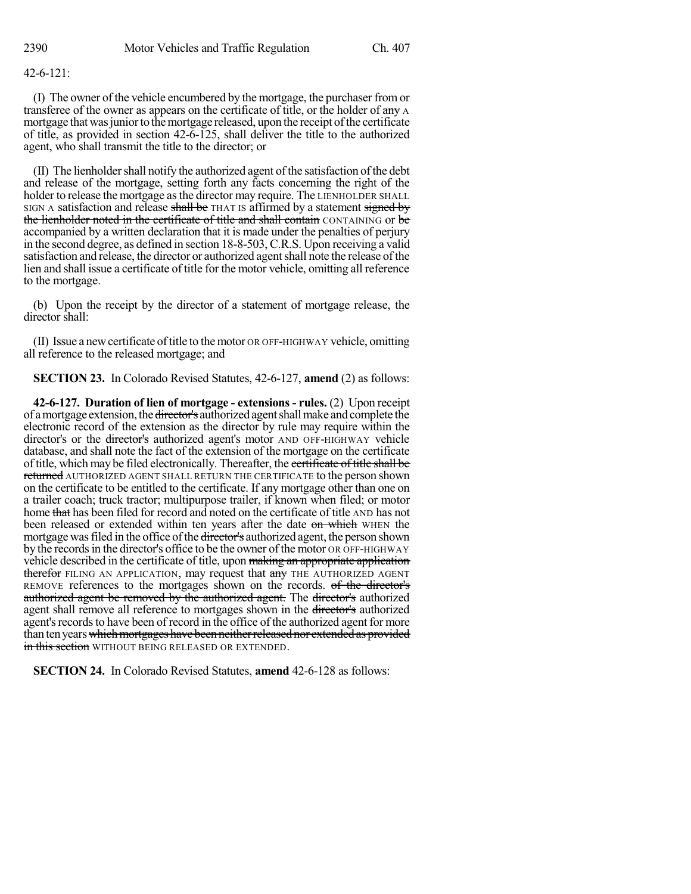42-6-121:

(I) The owner of the vehicle encumbered by the mortgage, the purchaser from or transferee of the owner as appears on the certificate of title, or the holder of ~~any~~ A mortgage that was junior to the mortgage released, upon the receipt of the certificate of title, as provided in section 42-6-125, shall deliver the title to the authorized agent, who shall transmit the title to the director; or

(II) The lienholder shall notify the authorized agent of the satisfaction of the debt and release of the mortgage, setting forth any facts concerning the right of the holder to release the mortgage as the director may require. The LIENHOLDER SHALL SIGN A satisfaction and release ~~shall be~~ THAT IS affirmed by a statement ~~signed by the lienholder noted in the certificate of title and shall contain~~ CONTAINING or ~~be~~ accompanied by a written declaration that it is made under the penalties of perjury in the second degree, as defined in section 18-8-503, C.R.S. Upon receiving a valid satisfaction and release, the director or authorized agent shall note the release of the lien and shall issue a certificate of title for the motor vehicle, omitting all reference to the mortgage.

(b) Upon the receipt by the director of a statement of mortgage release, the director shall:

(II) Issue a new certificate of title to the motor OR OFF-HIGHWAY vehicle, omitting all reference to the released mortgage; and

**SECTION 23.** In Colorado Revised Statutes, 42-6-127, **amend** (2) as follows:

**42-6-127. Duration of lien of mortgage - extensions - rules.** (2) Upon receipt of a mortgage extension, the ~~director's~~ authorized agent shall make and complete the electronic record of the extension as the director by rule may require within the director's or the ~~director's~~ authorized agent's motor AND OFF-HIGHWAY vehicle database, and shall note the fact of the extension of the mortgage on the certificate of title, which may be filed electronically. Thereafter, the ~~certificate of title shall be returned~~ AUTHORIZED AGENT SHALL RETURN THE CERTIFICATE to the person shown on the certificate to be entitled to the certificate. If any mortgage other than one on a trailer coach; truck tractor; multipurpose trailer, if known when filed; or motor home ~~that~~ has been filed for record and noted on the certificate of title AND has not been released or extended within ten years after the date ~~on which~~ WHEN the mortgage was filed in the office of the ~~director's~~ authorized agent, the person shown by the records in the director's office to be the owner of the motor OR OFF-HIGHWAY vehicle described in the certificate of title, upon ~~making an appropriate application therefor~~ FILING AN APPLICATION, may request that ~~any~~ THE AUTHORIZED AGENT REMOVE references to the mortgages shown on the records. ~~of the director's authorized agent be removed by the authorized agent.~~ The ~~director's~~ authorized agent shall remove all reference to mortgages shown in the ~~director's~~ authorized agent's records to have been of record in the office of the authorized agent for more than ten years ~~which mortgages have been neither released nor extended as provided in this section~~ WITHOUT BEING RELEASED OR EXTENDED.

**SECTION 24.** In Colorado Revised Statutes, **amend** 42-6-128 as follows: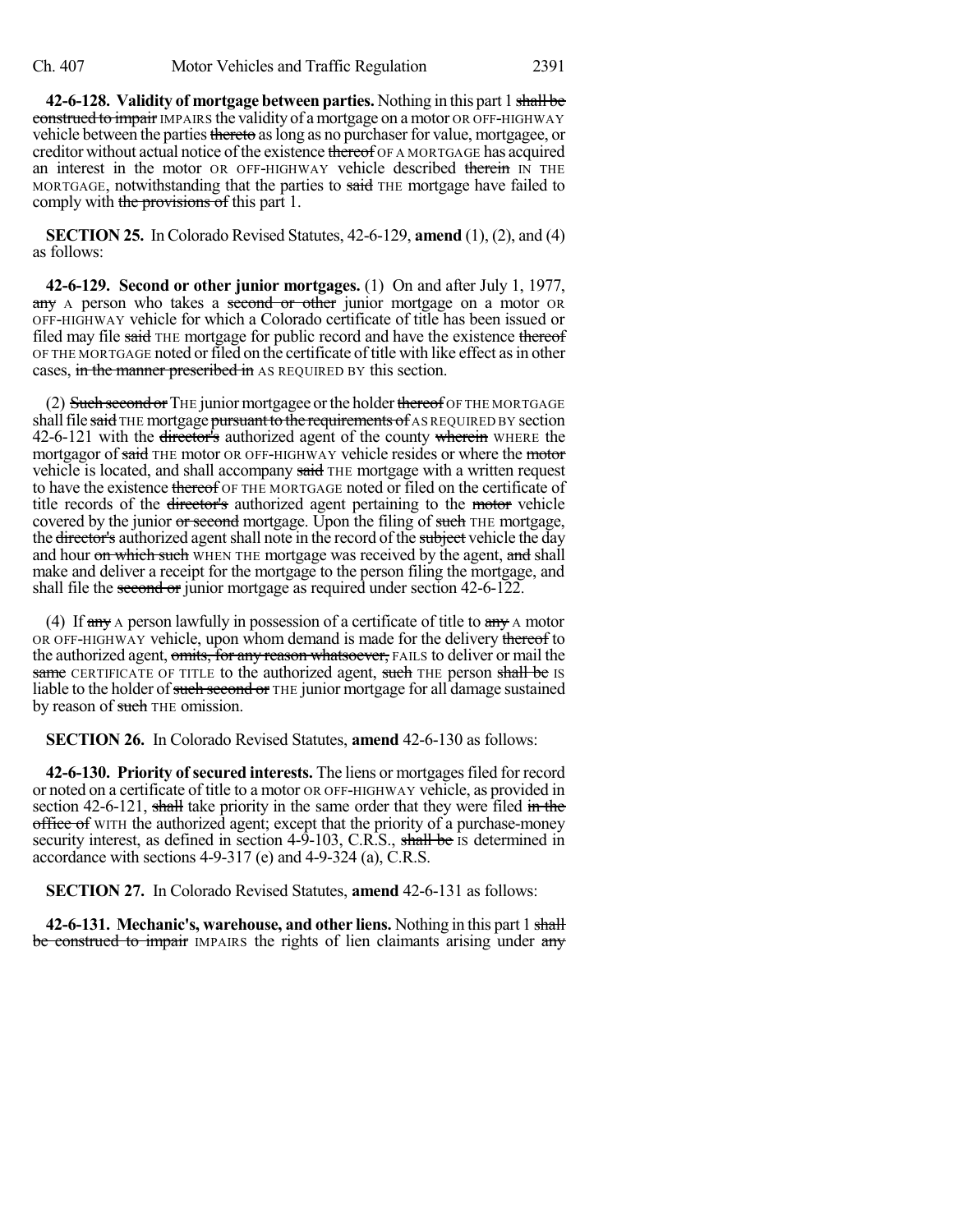**42-6-128. Validity of mortgage between parties.** Nothing in this part 1 shall be construed to impair IMPAIRS the validity of a mortgage on a motor OR OFF-HIGHWAY vehicle between the parties thereto as long as no purchaser for value, mortgagee, or creditor without actual notice of the existence thereof OF A MORTGAGE has acquired an interest in the motor OR OFF-HIGHWAY vehicle described therein IN THE MORTGAGE, notwithstanding that the parties to said THE mortgage have failed to comply with the provisions of this part 1.

**SECTION 25.** In Colorado Revised Statutes, 42-6-129, **amend** (1), (2), and (4) as follows:

**42-6-129. Second or other junior mortgages.** (1) On and after July 1, 1977, any A person who takes a second or other junior mortgage on a motor OR OFF-HIGHWAY vehicle for which a Colorado certificate of title has been issued or filed may file said THE mortgage for public record and have the existence thereof OF THE MORTGAGE noted or filed on the certificate of title with like effect as in other cases, in the manner prescribed in AS REQUIRED BY this section.

(2) Such second or THE junior mortgagee or the holder thereof OF THE MORTGAGE shall file said THE mortgage pursuant to the requirements of AS REQUIRED BY section 42-6-121 with the director's authorized agent of the county wherein WHERE the mortgagor of said THE motor OR OFF-HIGHWAY vehicle resides or where the motor vehicle is located, and shall accompany said THE mortgage with a written request to have the existence thereof OF THE MORTGAGE noted or filed on the certificate of title records of the director's authorized agent pertaining to the motor vehicle covered by the junior or second mortgage. Upon the filing of such THE mortgage, the director's authorized agent shall note in the record of the subject vehicle the day and hour on which such WHEN THE mortgage was received by the agent, and shall make and deliver a receipt for the mortgage to the person filing the mortgage, and shall file the second or junior mortgage as required under section 42-6-122.

(4) If any A person lawfully in possession of a certificate of title to any A motor OR OFF-HIGHWAY vehicle, upon whom demand is made for the delivery thereof to the authorized agent, omits, for any reason whatsoever, FAILS to deliver or mail the same CERTIFICATE OF TITLE to the authorized agent, such THE person shall be IS liable to the holder of such second or THE junior mortgage for all damage sustained by reason of such THE omission.

**SECTION 26.** In Colorado Revised Statutes, **amend** 42-6-130 as follows:

**42-6-130. Priority of secured interests.** The liens or mortgages filed for record or noted on a certificate of title to a motor OR OFF-HIGHWAY vehicle, as provided in section 42-6-121, shall take priority in the same order that they were filed in the office of WITH the authorized agent; except that the priority of a purchase-money security interest, as defined in section 4-9-103, C.R.S., shall be IS determined in accordance with sections 4-9-317 (e) and 4-9-324 (a), C.R.S.

**SECTION 27.** In Colorado Revised Statutes, **amend** 42-6-131 as follows:

**42-6-131. Mechanic's, warehouse, and other liens.** Nothing in this part 1 shall be construed to impair IMPAIRS the rights of lien claimants arising under any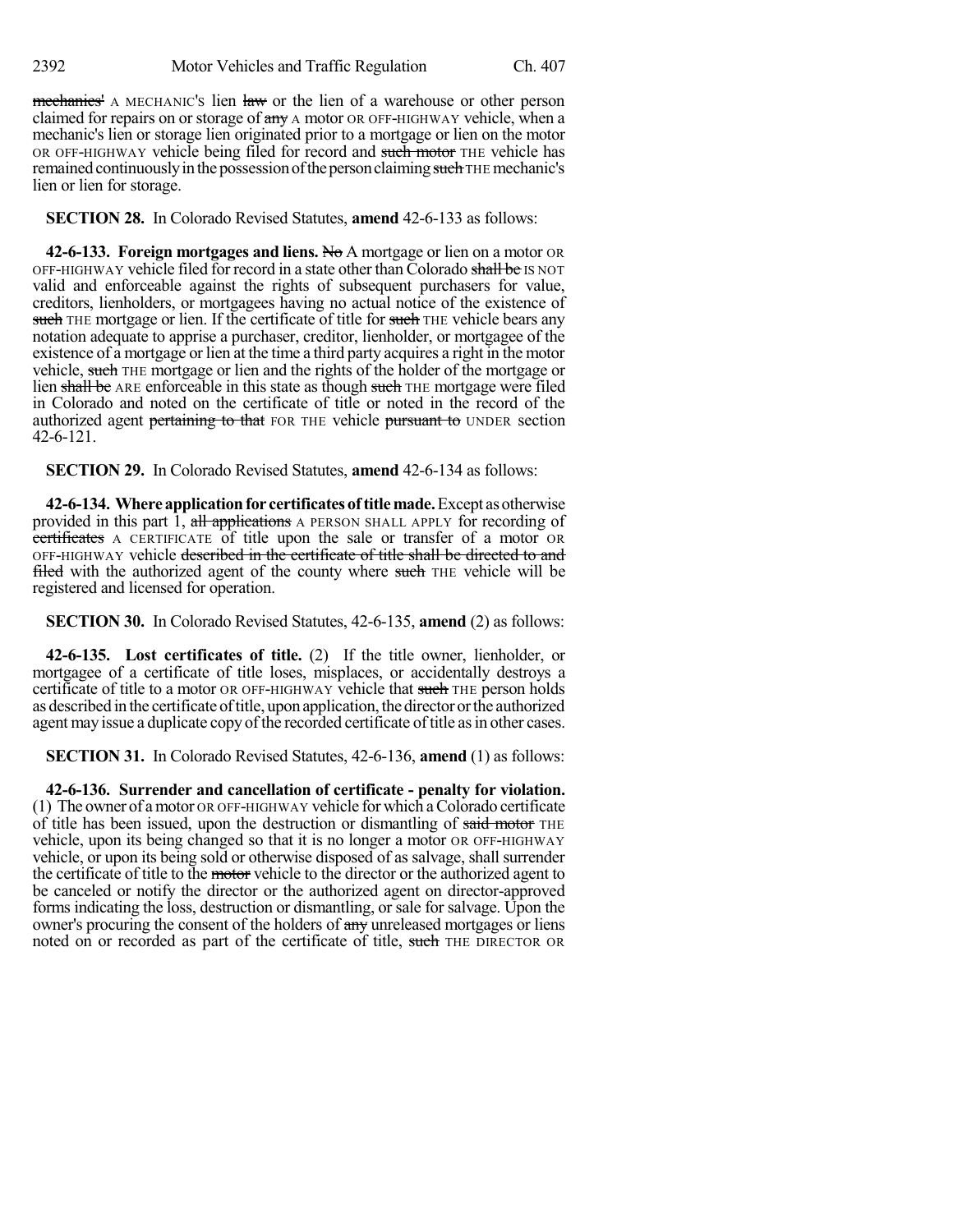~~mechanics'~~ A MECHANIC'S lien ~~law~~ or the lien of a warehouse or other person claimed for repairs on or storage of ~~any~~ A motor OR OFF-HIGHWAY vehicle, when a mechanic's lien or storage lien originated prior to a mortgage or lien on the motor OR OFF-HIGHWAY vehicle being filed for record and ~~such motor~~ THE vehicle has remained continuously in the possession of the person claiming ~~such~~ THE mechanic's lien or lien for storage.

**SECTION 28.** In Colorado Revised Statutes, **amend** 42-6-133 as follows:

**42-6-133. Foreign mortgages and liens.** ~~No~~ A mortgage or lien on a motor OR OFF-HIGHWAY vehicle filed for record in a state other than Colorado ~~shall be~~ IS NOT valid and enforceable against the rights of subsequent purchasers for value, creditors, lienholders, or mortgagees having no actual notice of the existence of ~~such~~ THE mortgage or lien. If the certificate of title for ~~such~~ THE vehicle bears any notation adequate to apprise a purchaser, creditor, lienholder, or mortgagee of the existence of a mortgage or lien at the time a third party acquires a right in the motor vehicle, ~~such~~ THE mortgage or lien and the rights of the holder of the mortgage or lien ~~shall be~~ ARE enforceable in this state as though ~~such~~ THE mortgage were filed in Colorado and noted on the certificate of title or noted in the record of the authorized agent ~~pertaining to that~~ FOR THE vehicle ~~pursuant to~~ UNDER section 42-6-121.

**SECTION 29.** In Colorado Revised Statutes, **amend** 42-6-134 as follows:

**42-6-134. Where application for certificates of title made.** Except as otherwise provided in this part 1, ~~all applications~~ A PERSON SHALL APPLY for recording of ~~certificates~~ A CERTIFICATE of title upon the sale or transfer of a motor OR OFF-HIGHWAY vehicle ~~described in the certificate of title shall be directed to and filed~~ with the authorized agent of the county where ~~such~~ THE vehicle will be registered and licensed for operation.

**SECTION 30.** In Colorado Revised Statutes, 42-6-135, **amend** (2) as follows:

**42-6-135. Lost certificates of title.** (2) If the title owner, lienholder, or mortgagee of a certificate of title loses, misplaces, or accidentally destroys a certificate of title to a motor OR OFF-HIGHWAY vehicle that ~~such~~ THE person holds as described in the certificate of title, upon application, the director or the authorized agent may issue a duplicate copy of the recorded certificate of title as in other cases.

**SECTION 31.** In Colorado Revised Statutes, 42-6-136, **amend** (1) as follows:

**42-6-136. Surrender and cancellation of certificate - penalty for violation.** (1) The owner of a motor OR OFF-HIGHWAY vehicle for which a Colorado certificate of title has been issued, upon the destruction or dismantling of ~~said motor~~ THE vehicle, upon its being changed so that it is no longer a motor OR OFF-HIGHWAY vehicle, or upon its being sold or otherwise disposed of as salvage, shall surrender the certificate of title to the ~~motor~~ vehicle to the director or the authorized agent to be canceled or notify the director or the authorized agent on director-approved forms indicating the loss, destruction or dismantling, or sale for salvage. Upon the owner's procuring the consent of the holders of ~~any~~ unreleased mortgages or liens noted on or recorded as part of the certificate of title, ~~such~~ THE DIRECTOR OR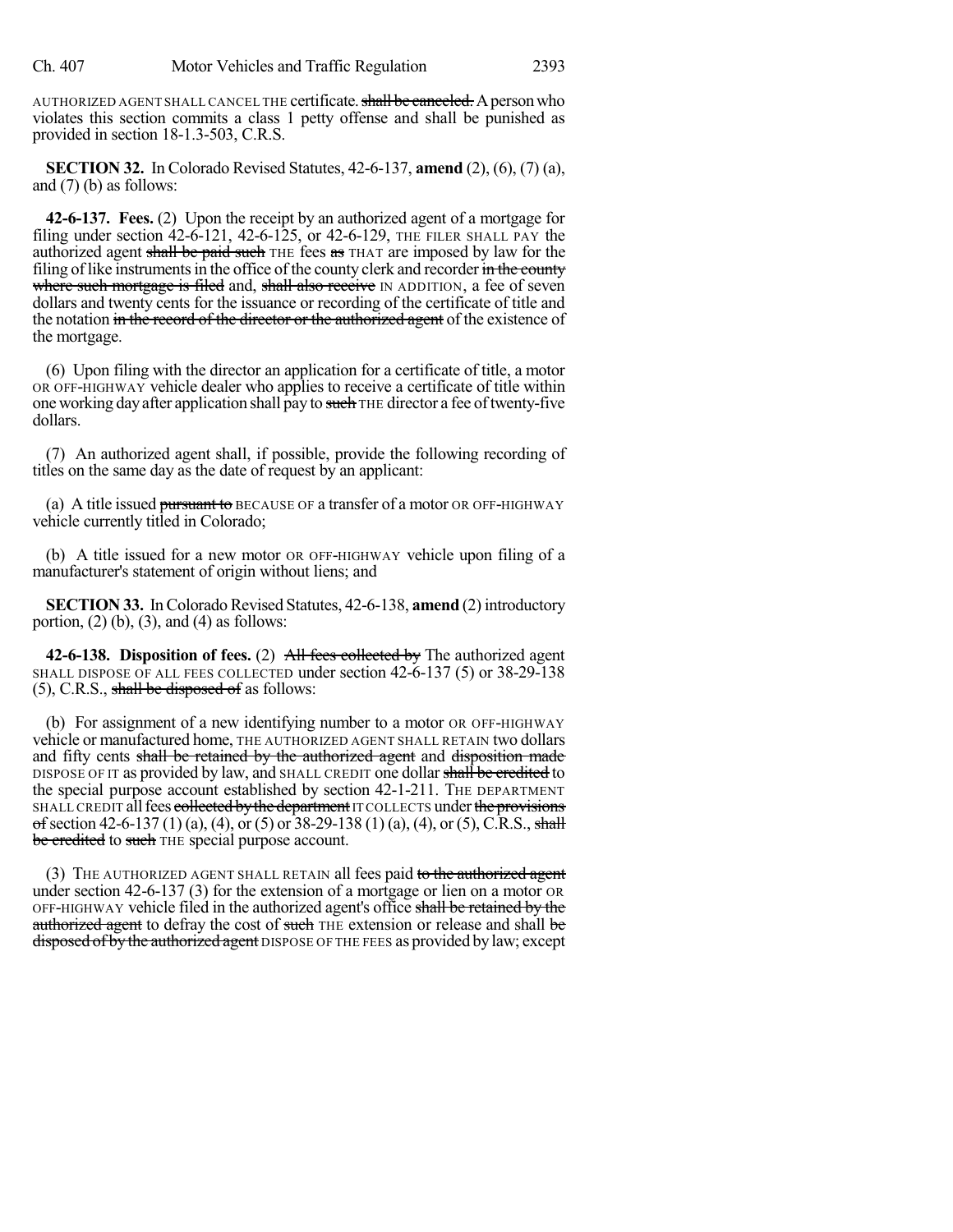AUTHORIZED AGENT SHALL CANCEL THE certificate. ~~shall be canceled.~~ A person who violates this section commits a class 1 petty offense and shall be punished as provided in section 18-1.3-503, C.R.S.

**SECTION 32.** In Colorado Revised Statutes, 42-6-137, **amend** (2), (6), (7) (a), and (7) (b) as follows:

**42-6-137. Fees.** (2) Upon the receipt by an authorized agent of a mortgage for filing under section 42-6-121, 42-6-125, or 42-6-129, THE FILER SHALL PAY the authorized agent ~~shall be paid such~~ THE fees ~~as~~ THAT are imposed by law for the filing of like instruments in the office of the county clerk and recorder ~~in the county where such mortgage is filed~~ and, ~~shall also receive~~ IN ADDITION, a fee of seven dollars and twenty cents for the issuance or recording of the certificate of title and the notation ~~in the record of the director or the authorized agent~~ of the existence of the mortgage.

(6) Upon filing with the director an application for a certificate of title, a motor OR OFF-HIGHWAY vehicle dealer who applies to receive a certificate of title within one working day after application shall pay to ~~such~~ THE director a fee of twenty-five dollars.

(7) An authorized agent shall, if possible, provide the following recording of titles on the same day as the date of request by an applicant:

(a) A title issued ~~pursuant to~~ BECAUSE OF a transfer of a motor OR OFF-HIGHWAY vehicle currently titled in Colorado;

(b) A title issued for a new motor OR OFF-HIGHWAY vehicle upon filing of a manufacturer's statement of origin without liens; and

**SECTION 33.** In Colorado Revised Statutes, 42-6-138, **amend** (2) introductory portion, (2) (b), (3), and (4) as follows:

**42-6-138. Disposition of fees.** (2) ~~All fees collected by~~ The authorized agent SHALL DISPOSE OF ALL FEES COLLECTED under section 42-6-137 (5) or 38-29-138 (5), C.R.S., ~~shall be disposed of~~ as follows:

(b) For assignment of a new identifying number to a motor OR OFF-HIGHWAY vehicle or manufactured home, THE AUTHORIZED AGENT SHALL RETAIN two dollars and fifty cents ~~shall be retained by the authorized agent~~ and ~~disposition made~~ DISPOSE OF IT as provided by law, and SHALL CREDIT one dollar ~~shall be credited~~ to the special purpose account established by section 42-1-211. THE DEPARTMENT SHALL CREDIT all fees ~~collected by the department~~ IT COLLECTS under ~~the provisions of~~ section 42-6-137 (1) (a), (4), or (5) or 38-29-138 (1) (a), (4), or (5), C.R.S., ~~shall be credited~~ to ~~such~~ THE special purpose account.

(3) THE AUTHORIZED AGENT SHALL RETAIN all fees paid ~~to the authorized agent~~ under section 42-6-137 (3) for the extension of a mortgage or lien on a motor OR OFF-HIGHWAY vehicle filed in the authorized agent's office ~~shall be retained by the authorized agent~~ to defray the cost of ~~such~~ THE extension or release and shall ~~be disposed of by the authorized agent~~ DISPOSE OF THE FEES as provided by law; except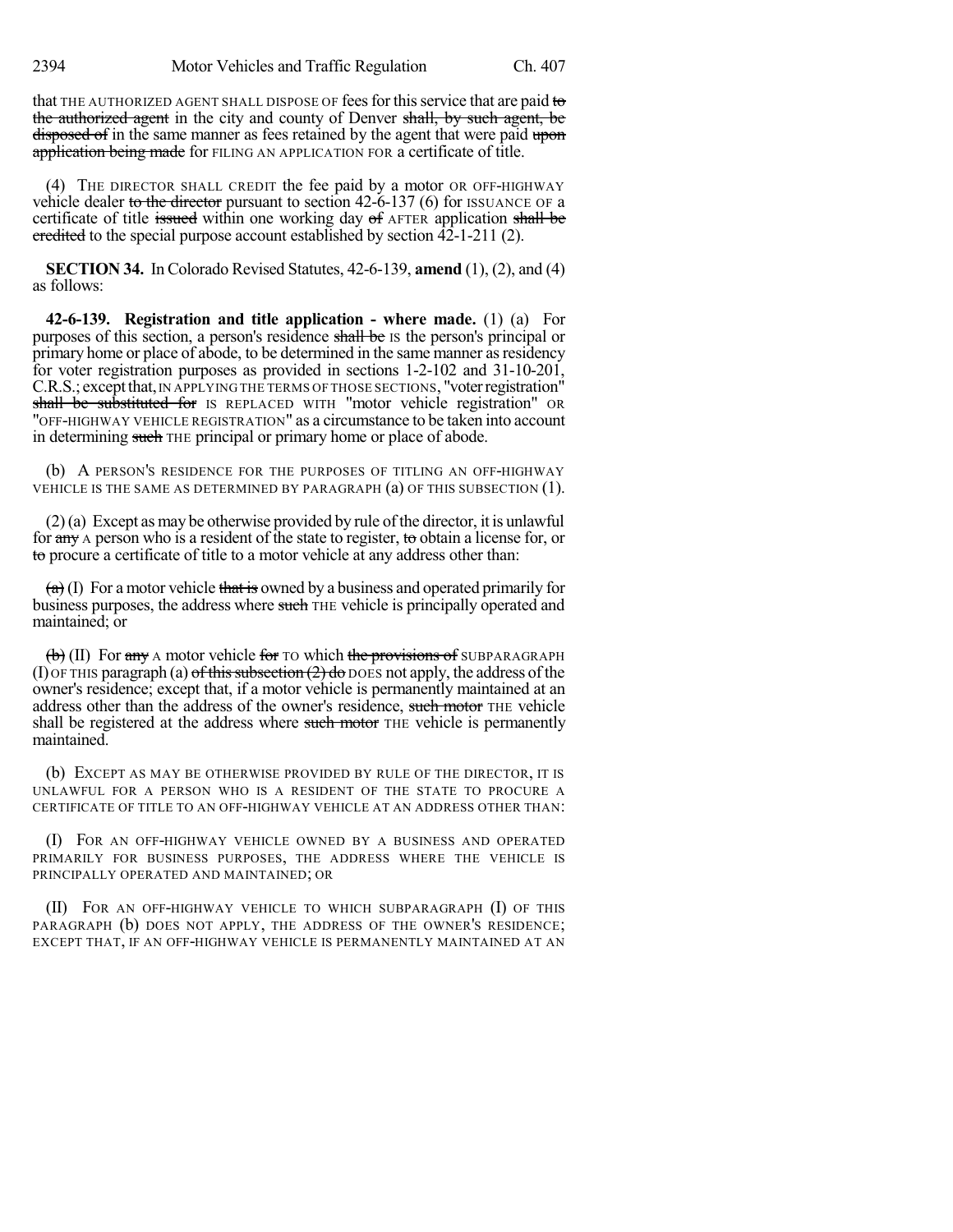that THE AUTHORIZED AGENT SHALL DISPOSE OF fees for this service that are paid to the authorized agent in the city and county of Denver shall, by such agent, be disposed of in the same manner as fees retained by the agent that were paid upon application being made for FILING AN APPLICATION FOR a certificate of title.

(4) THE DIRECTOR SHALL CREDIT the fee paid by a motor OR OFF-HIGHWAY vehicle dealer to the director pursuant to section 42-6-137 (6) for ISSUANCE OF a certificate of title issued within one working day of AFTER application shall be credited to the special purpose account established by section 42-1-211 (2).

**SECTION 34.** In Colorado Revised Statutes, 42-6-139, **amend** (1), (2), and (4) as follows:

**42-6-139. Registration and title application - where made.** (1) (a) For purposes of this section, a person's residence shall be IS the person's principal or primary home or place of abode, to be determined in the same manner as residency for voter registration purposes as provided in sections 1-2-102 and 31-10-201, C.R.S.; except that, IN APPLYING THE TERMS OF THOSE SECTIONS, "voter registration" shall be substituted for IS REPLACED WITH "motor vehicle registration" OR "OFF-HIGHWAY VEHICLE REGISTRATION" as a circumstance to be taken into account in determining such THE principal or primary home or place of abode.

(b) A PERSON'S RESIDENCE FOR THE PURPOSES OF TITLING AN OFF-HIGHWAY VEHICLE IS THE SAME AS DETERMINED BY PARAGRAPH (a) OF THIS SUBSECTION (1).

(2) (a) Except as may be otherwise provided by rule of the director, it is unlawful for any A person who is a resident of the state to register, to obtain a license for, or to procure a certificate of title to a motor vehicle at any address other than:

(a) (I) For a motor vehicle that is owned by a business and operated primarily for business purposes, the address where such THE vehicle is principally operated and maintained; or

(b) (II) For any A motor vehicle for TO which the provisions of SUBPARAGRAPH (I) OF THIS paragraph (a) of this subsection (2) do DOES not apply, the address of the owner's residence; except that, if a motor vehicle is permanently maintained at an address other than the address of the owner's residence, such motor THE vehicle shall be registered at the address where such motor THE vehicle is permanently maintained.

(b) EXCEPT AS MAY BE OTHERWISE PROVIDED BY RULE OF THE DIRECTOR, IT IS UNLAWFUL FOR A PERSON WHO IS A RESIDENT OF THE STATE TO PROCURE A CERTIFICATE OF TITLE TO AN OFF-HIGHWAY VEHICLE AT AN ADDRESS OTHER THAN:

(I) FOR AN OFF-HIGHWAY VEHICLE OWNED BY A BUSINESS AND OPERATED PRIMARILY FOR BUSINESS PURPOSES, THE ADDRESS WHERE THE VEHICLE IS PRINCIPALLY OPERATED AND MAINTAINED; OR

(II) FOR AN OFF-HIGHWAY VEHICLE TO WHICH SUBPARAGRAPH (I) OF THIS PARAGRAPH (b) DOES NOT APPLY, THE ADDRESS OF THE OWNER'S RESIDENCE; EXCEPT THAT, IF AN OFF-HIGHWAY VEHICLE IS PERMANENTLY MAINTAINED AT AN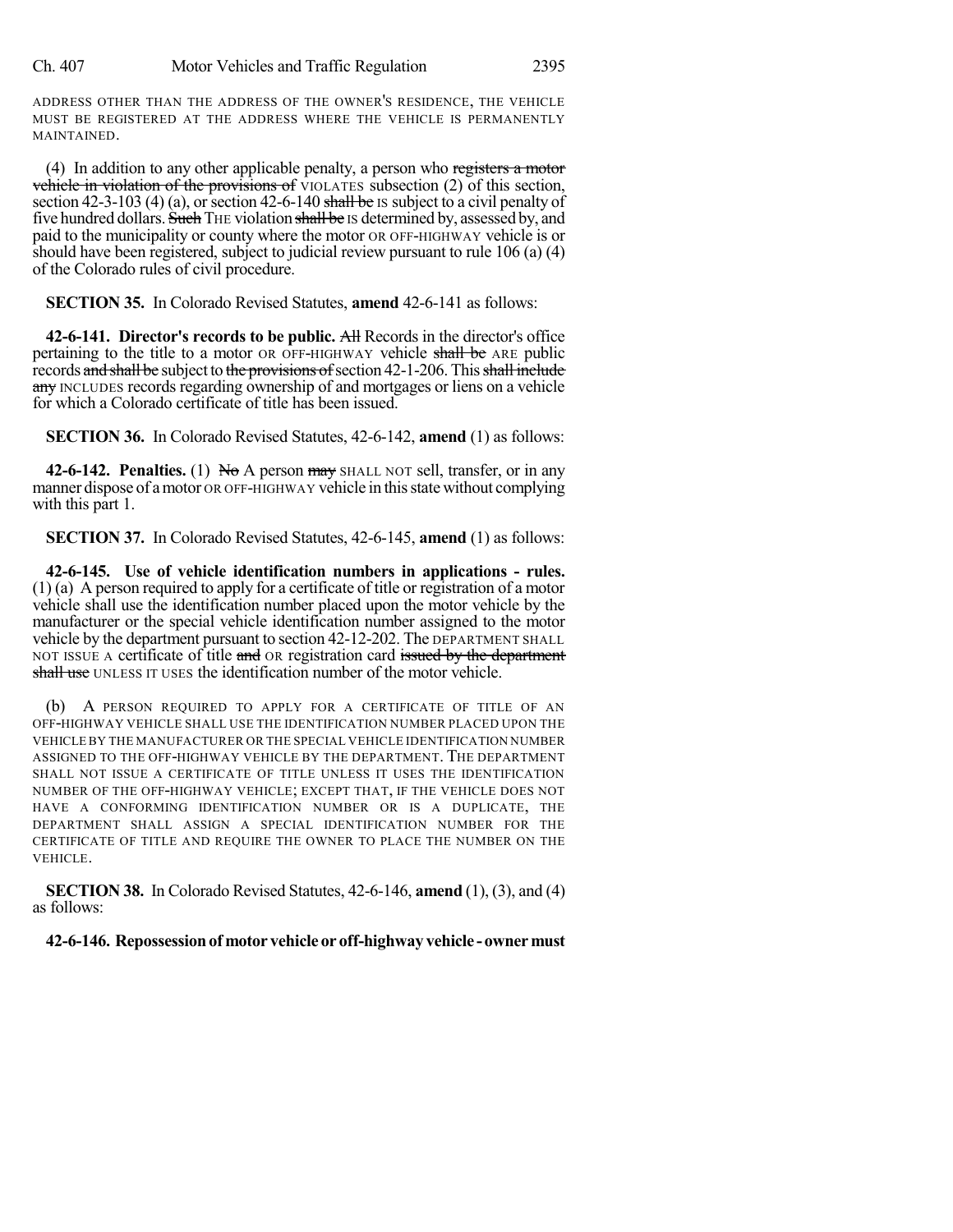ADDRESS OTHER THAN THE ADDRESS OF THE OWNER'S RESIDENCE, THE VEHICLE MUST BE REGISTERED AT THE ADDRESS WHERE THE VEHICLE IS PERMANENTLY MAINTAINED.

(4) In addition to any other applicable penalty, a person who ~~registers a motor vehicle in violation of the provisions of~~ VIOLATES subsection (2) of this section, section 42-3-103 (4) (a), or section 42-6-140 ~~shall be~~ IS subject to a civil penalty of five hundred dollars. ~~Such~~ THE violation ~~shall be~~ IS determined by, assessed by, and paid to the municipality or county where the motor OR OFF-HIGHWAY vehicle is or should have been registered, subject to judicial review pursuant to rule 106 (a) (4) of the Colorado rules of civil procedure.

**SECTION 35.** In Colorado Revised Statutes, **amend** 42-6-141 as follows:

**42-6-141. Director's records to be public.** ~~All~~ Records in the director's office pertaining to the title to a motor OR OFF-HIGHWAY vehicle ~~shall be~~ ARE public records ~~and shall be~~ subject to ~~the provisions of~~ section 42-1-206. This ~~shall include any~~ INCLUDES records regarding ownership of and mortgages or liens on a vehicle for which a Colorado certificate of title has been issued.

**SECTION 36.** In Colorado Revised Statutes, 42-6-142, **amend** (1) as follows:

**42-6-142. Penalties.** (1) ~~No~~ A person ~~may~~ SHALL NOT sell, transfer, or in any manner dispose of a motor OR OFF-HIGHWAY vehicle in this state without complying with this part 1.

**SECTION 37.** In Colorado Revised Statutes, 42-6-145, **amend** (1) as follows:

**42-6-145. Use of vehicle identification numbers in applications - rules.** (1) (a) A person required to apply for a certificate of title or registration of a motor vehicle shall use the identification number placed upon the motor vehicle by the manufacturer or the special vehicle identification number assigned to the motor vehicle by the department pursuant to section 42-12-202. The DEPARTMENT SHALL NOT ISSUE A certificate of title ~~and~~ OR registration card ~~issued by the department shall use~~ UNLESS IT USES the identification number of the motor vehicle.

(b) A PERSON REQUIRED TO APPLY FOR A CERTIFICATE OF TITLE OF AN OFF-HIGHWAY VEHICLE SHALL USE THE IDENTIFICATION NUMBER PLACED UPON THE VEHICLE BY THE MANUFACTURER OR THE SPECIAL VEHICLE IDENTIFICATION NUMBER ASSIGNED TO THE OFF-HIGHWAY VEHICLE BY THE DEPARTMENT. THE DEPARTMENT SHALL NOT ISSUE A CERTIFICATE OF TITLE UNLESS IT USES THE IDENTIFICATION NUMBER OF THE OFF-HIGHWAY VEHICLE; EXCEPT THAT, IF THE VEHICLE DOES NOT HAVE A CONFORMING IDENTIFICATION NUMBER OR IS A DUPLICATE, THE DEPARTMENT SHALL ASSIGN A SPECIAL IDENTIFICATION NUMBER FOR THE CERTIFICATE OF TITLE AND REQUIRE THE OWNER TO PLACE THE NUMBER ON THE VEHICLE.

**SECTION 38.** In Colorado Revised Statutes, 42-6-146, **amend** (1), (3), and (4) as follows:

**42-6-146. Repossession of motor vehicle or off-highway vehicle - owner must**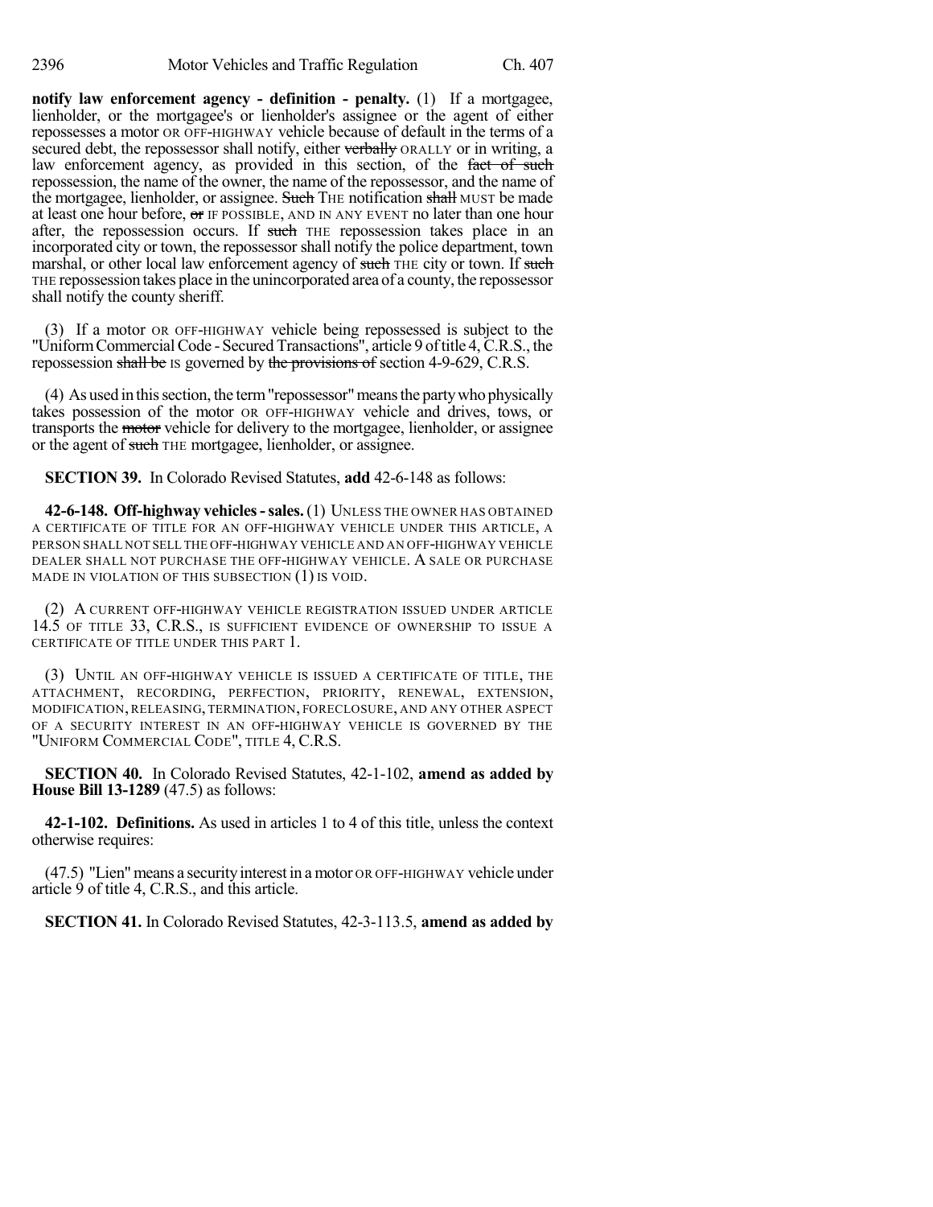**notify law enforcement agency - definition - penalty.** (1) If a mortgagee, lienholder, or the mortgagee's or lienholder's assignee or the agent of either repossesses a motor OR OFF-HIGHWAY vehicle because of default in the terms of a secured debt, the repossessor shall notify, either ~~verbally~~ ORALLY or in writing, a law enforcement agency, as provided in this section, of the ~~fact of such~~ repossession, the name of the owner, the name of the repossessor, and the name of the mortgagee, lienholder, or assignee. ~~Such~~ THE notification ~~shall~~ MUST be made at least one hour before, ~~or~~ IF POSSIBLE, AND IN ANY EVENT no later than one hour after, the repossession occurs. If ~~such~~ THE repossession takes place in an incorporated city or town, the repossessor shall notify the police department, town marshal, or other local law enforcement agency of ~~such~~ THE city or town. If ~~such~~ THE repossession takes place in the unincorporated area of a county, the repossessor shall notify the county sheriff.

(3) If a motor OR OFF-HIGHWAY vehicle being repossessed is subject to the "Uniform Commercial Code - Secured Transactions", article 9 of title 4, C.R.S., the repossession ~~shall be~~ IS governed by ~~the provisions of~~ section 4-9-629, C.R.S.

(4) As used in this section, the term "repossessor" means the party who physically takes possession of the motor OR OFF-HIGHWAY vehicle and drives, tows, or transports the ~~motor~~ vehicle for delivery to the mortgagee, lienholder, or assignee or the agent of ~~such~~ THE mortgagee, lienholder, or assignee.

**SECTION 39.** In Colorado Revised Statutes, **add** 42-6-148 as follows:

**42-6-148. Off-highway vehicles - sales.** (1) UNLESS THE OWNER HAS OBTAINED A CERTIFICATE OF TITLE FOR AN OFF-HIGHWAY VEHICLE UNDER THIS ARTICLE, A PERSON SHALL NOT SELL THE OFF-HIGHWAY VEHICLE AND AN OFF-HIGHWAY VEHICLE DEALER SHALL NOT PURCHASE THE OFF-HIGHWAY VEHICLE. A SALE OR PURCHASE MADE IN VIOLATION OF THIS SUBSECTION (1) IS VOID.

(2) A CURRENT OFF-HIGHWAY VEHICLE REGISTRATION ISSUED UNDER ARTICLE 14.5 OF TITLE 33, C.R.S., IS SUFFICIENT EVIDENCE OF OWNERSHIP TO ISSUE A CERTIFICATE OF TITLE UNDER THIS PART 1.

(3) UNTIL AN OFF-HIGHWAY VEHICLE IS ISSUED A CERTIFICATE OF TITLE, THE ATTACHMENT, RECORDING, PERFECTION, PRIORITY, RENEWAL, EXTENSION, MODIFICATION, RELEASING, TERMINATION, FORECLOSURE, AND ANY OTHER ASPECT OF A SECURITY INTEREST IN AN OFF-HIGHWAY VEHICLE IS GOVERNED BY THE "UNIFORM COMMERCIAL CODE", TITLE 4, C.R.S.

**SECTION 40.** In Colorado Revised Statutes, 42-1-102, **amend as added by House Bill 13-1289** (47.5) as follows:

**42-1-102. Definitions.** As used in articles 1 to 4 of this title, unless the context otherwise requires:

(47.5) "Lien" means a security interest in a motor OR OFF-HIGHWAY vehicle under article 9 of title 4, C.R.S., and this article.

**SECTION 41.** In Colorado Revised Statutes, 42-3-113.5, **amend as added by**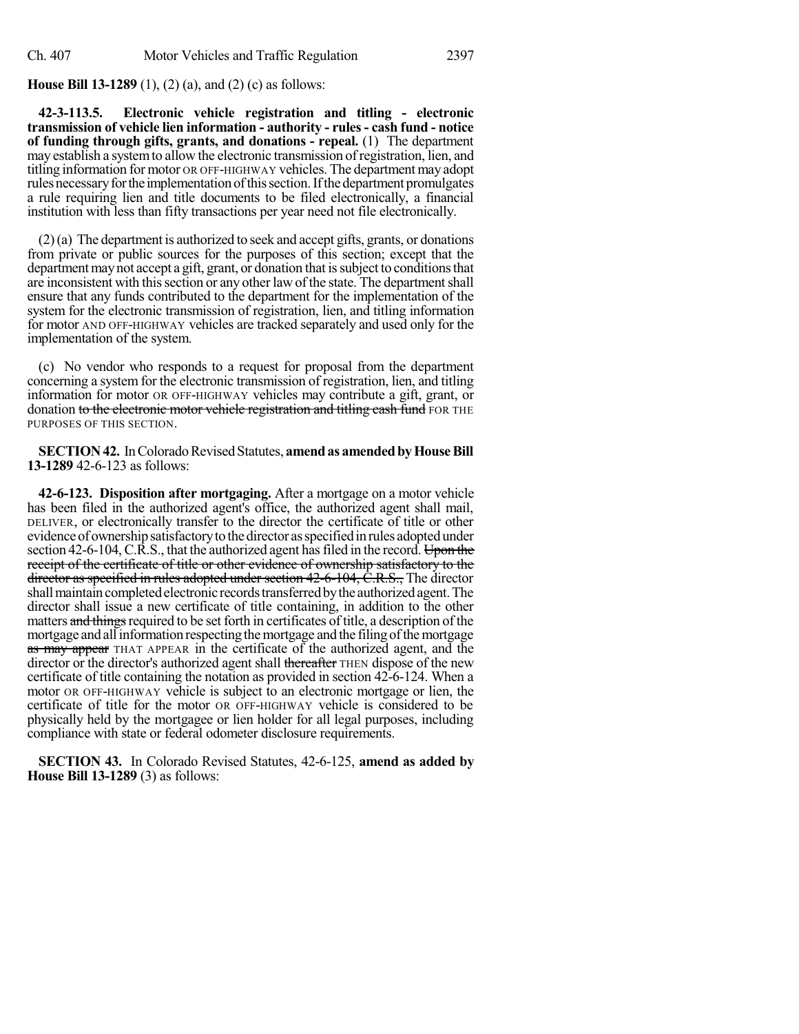**House Bill 13-1289** (1), (2) (a), and (2) (c) as follows:

**42-3-113.5. Electronic vehicle registration and titling - electronic transmission of vehicle lien information - authority - rules - cash fund - notice of funding through gifts, grants, and donations - repeal.** (1) The department may establish a system to allow the electronic transmission of registration, lien, and titling information for motor OR OFF-HIGHWAY vehicles. The department may adopt rules necessary for the implementation of this section. If the department promulgates a rule requiring lien and title documents to be filed electronically, a financial institution with less than fifty transactions per year need not file electronically.

(2) (a) The department is authorized to seek and accept gifts, grants, or donations from private or public sources for the purposes of this section; except that the department may not accept a gift, grant, or donation that is subject to conditions that are inconsistent with this section or any other law of the state. The department shall ensure that any funds contributed to the department for the implementation of the system for the electronic transmission of registration, lien, and titling information for motor AND OFF-HIGHWAY vehicles are tracked separately and used only for the implementation of the system.

(c) No vendor who responds to a request for proposal from the department concerning a system for the electronic transmission of registration, lien, and titling information for motor OR OFF-HIGHWAY vehicles may contribute a gift, grant, or donation ~~to the electronic motor vehicle registration and titling cash fund~~ FOR THE PURPOSES OF THIS SECTION.

**SECTION 42.** In Colorado Revised Statutes, **amend as amended by House Bill 13-1289** 42-6-123 as follows:

**42-6-123. Disposition after mortgaging.** After a mortgage on a motor vehicle has been filed in the authorized agent's office, the authorized agent shall mail, DELIVER, or electronically transfer to the director the certificate of title or other evidence of ownership satisfactory to the director as specified in rules adopted under section 42-6-104, C.R.S., that the authorized agent has filed in the record. ~~Upon the receipt of the certificate of title or other evidence of ownership satisfactory to the director as specified in rules adopted under section 42-6-104, C.R.S.,~~ The director shall maintain completed electronic records transferred by the authorized agent. The director shall issue a new certificate of title containing, in addition to the other matters ~~and things~~ required to be set forth in certificates of title, a description of the mortgage and all information respecting the mortgage and the filing of the mortgage ~~as may appear~~ THAT APPEAR in the certificate of the authorized agent, and the director or the director's authorized agent shall ~~thereafter~~ THEN dispose of the new certificate of title containing the notation as provided in section 42-6-124. When a motor OR OFF-HIGHWAY vehicle is subject to an electronic mortgage or lien, the certificate of title for the motor OR OFF-HIGHWAY vehicle is considered to be physically held by the mortgagee or lien holder for all legal purposes, including compliance with state or federal odometer disclosure requirements.

**SECTION 43.** In Colorado Revised Statutes, 42-6-125, **amend as added by House Bill 13-1289** (3) as follows: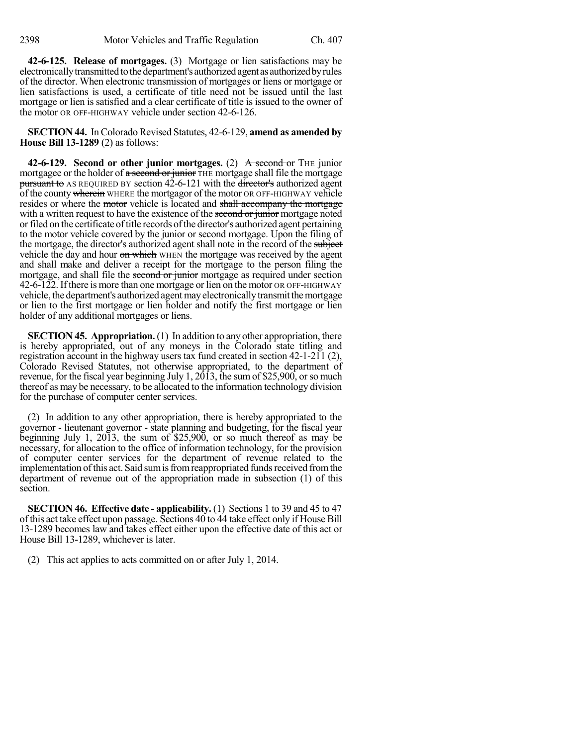**42-6-125. Release of mortgages.** (3) Mortgage or lien satisfactions may be electronically transmitted to the department's authorized agent as authorized by rules of the director. When electronic transmission of mortgages or liens or mortgage or lien satisfactions is used, a certificate of title need not be issued until the last mortgage or lien is satisfied and a clear certificate of title is issued to the owner of the motor OR OFF-HIGHWAY vehicle under section 42-6-126.

**SECTION 44.** In Colorado Revised Statutes, 42-6-129, **amend as amended by House Bill 13-1289** (2) as follows:

**42-6-129. Second or other junior mortgages.** (2) ~~A second or~~ THE junior mortgagee or the holder of ~~a second or junior~~ THE mortgage shall file the mortgage ~~pursuant to~~ AS REQUIRED BY section 42-6-121 with the ~~director's~~ authorized agent of the county ~~wherein~~ WHERE the mortgagor of the motor OR OFF-HIGHWAY vehicle resides or where the ~~motor~~ vehicle is located and ~~shall accompany the mortgage~~ with a written request to have the existence of the ~~second or junior~~ mortgage noted or filed on the certificate of title records of the ~~director's~~ authorized agent pertaining to the motor vehicle covered by the junior or second mortgage. Upon the filing of the mortgage, the director's authorized agent shall note in the record of the ~~subject~~ vehicle the day and hour ~~on which~~ WHEN the mortgage was received by the agent and shall make and deliver a receipt for the mortgage to the person filing the mortgage, and shall file the ~~second or junior~~ mortgage as required under section 42-6-122. If there is more than one mortgage or lien on the motor OR OFF-HIGHWAY vehicle, the department's authorized agent may electronically transmit the mortgage or lien to the first mortgage or lien holder and notify the first mortgage or lien holder of any additional mortgages or liens.

**SECTION 45. Appropriation.** (1) In addition to any other appropriation, there is hereby appropriated, out of any moneys in the Colorado state titling and registration account in the highway users tax fund created in section 42-1-211 (2), Colorado Revised Statutes, not otherwise appropriated, to the department of revenue, for the fiscal year beginning July 1, 2013, the sum of $25,900, or so much thereof as may be necessary, to be allocated to the information technology division for the purchase of computer center services.

(2) In addition to any other appropriation, there is hereby appropriated to the governor - lieutenant governor - state planning and budgeting, for the fiscal year beginning July 1, 2013, the sum of $25,900, or so much thereof as may be necessary, for allocation to the office of information technology, for the provision of computer center services for the department of revenue related to the implementation of this act. Said sum is from reappropriated funds received from the department of revenue out of the appropriation made in subsection (1) of this section.

**SECTION 46. Effective date - applicability.** (1) Sections 1 to 39 and 45 to 47 of this act take effect upon passage. Sections 40 to 44 take effect only if House Bill 13-1289 becomes law and takes effect either upon the effective date of this act or House Bill 13-1289, whichever is later.

(2) This act applies to acts committed on or after July 1, 2014.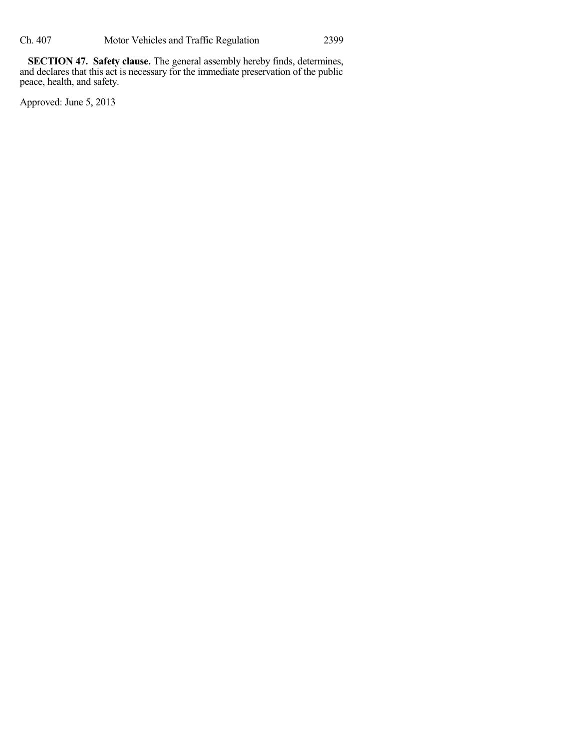**SECTION 47. Safety clause.** The general assembly hereby finds, determines, and declares that this act is necessary for the immediate preservation of the public peace, health, and safety.

Approved: June 5, 2013